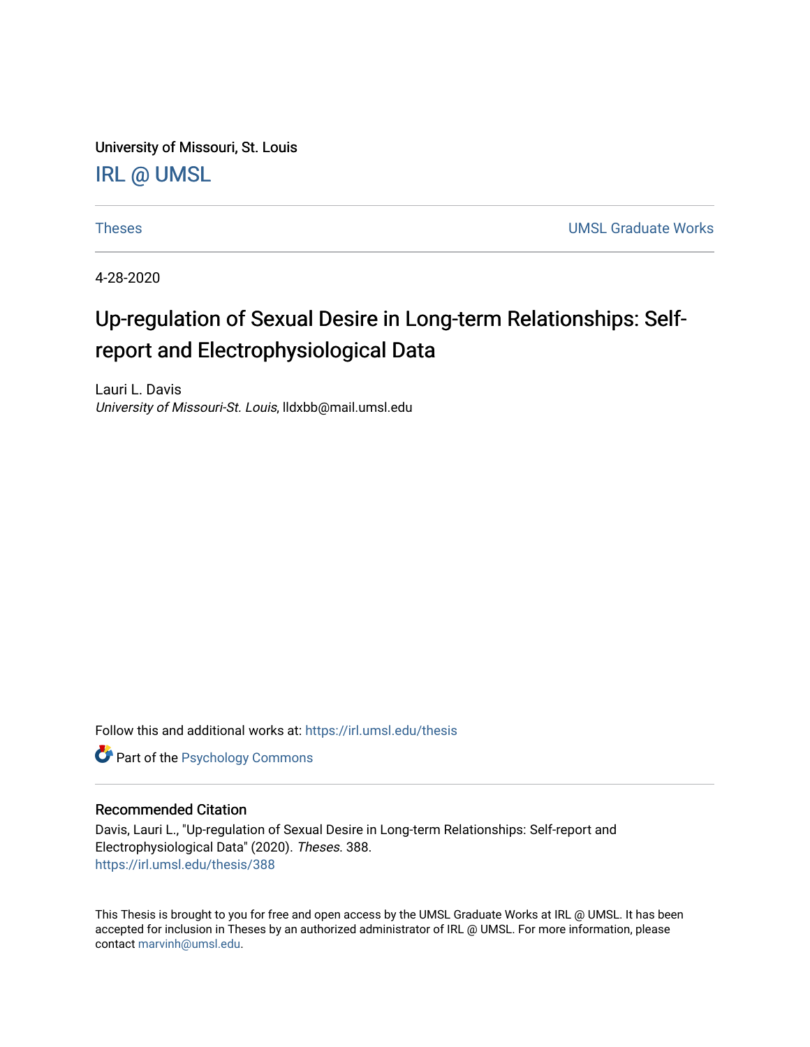University of Missouri, St. Louis

IRL @ UMSL

Theses | UMSL Graduate Works

4-28-2020

# Up-regulation of Sexual Desire in Long-term Relationships: Self-report and Electrophysiological Data

Lauri L. Davis
*University of Missouri-St. Louis*, lldxbb@mail.umsl.edu

Follow this and additional works at: https://irl.umsl.edu/thesis

Part of the Psychology Commons

## Recommended Citation

Davis, Lauri L., "Up-regulation of Sexual Desire in Long-term Relationships: Self-report and Electrophysiological Data" (2020). *Theses*. 388.
https://irl.umsl.edu/thesis/388

This Thesis is brought to you for free and open access by the UMSL Graduate Works at IRL @ UMSL. It has been accepted for inclusion in Theses by an authorized administrator of IRL @ UMSL. For more information, please contact marvinh@umsl.edu.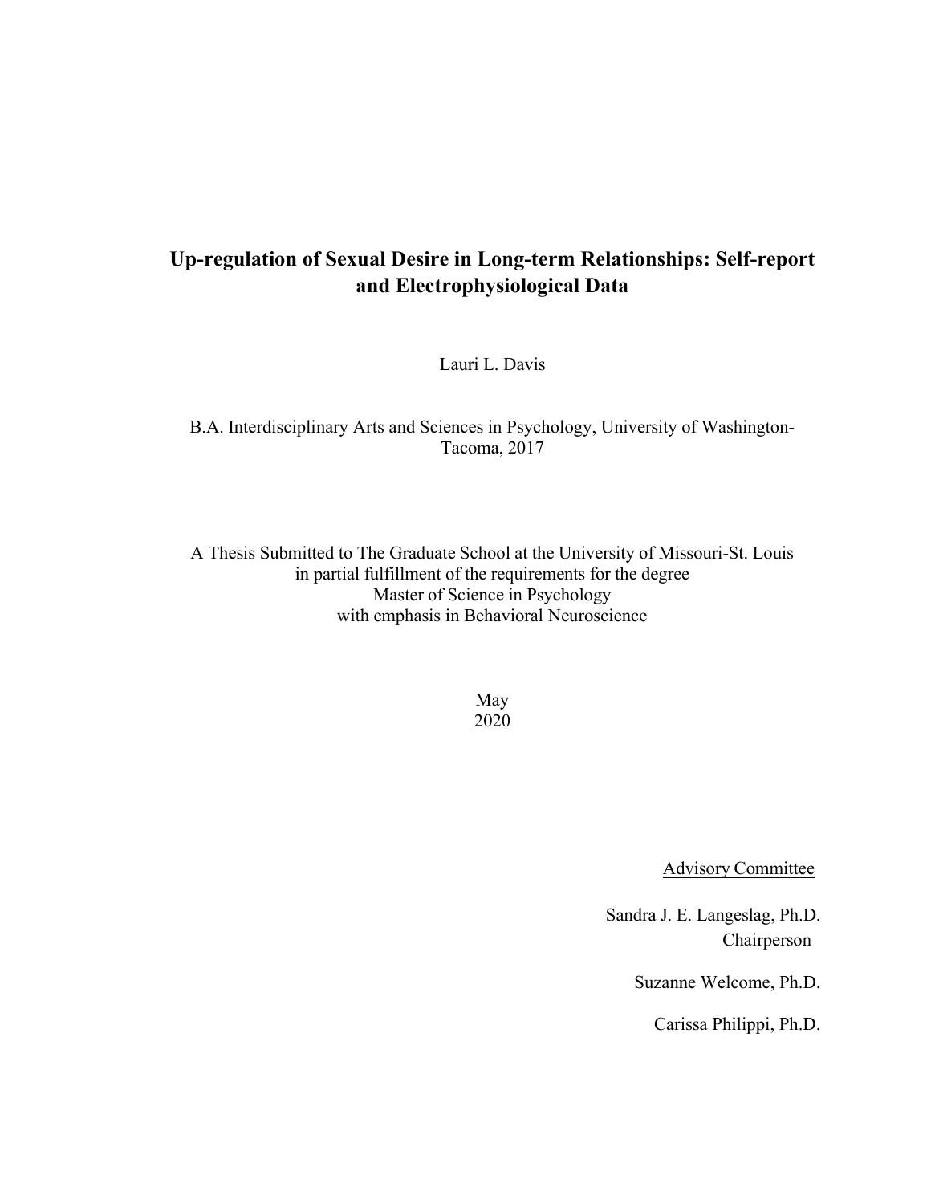# Up-regulation of Sexual Desire in Long-term Relationships: Self-report and Electrophysiological Data

Lauri L. Davis

B.A. Interdisciplinary Arts and Sciences in Psychology, University of Washington-Tacoma, 2017

A Thesis Submitted to The Graduate School at the University of Missouri-St. Louis
in partial fulfillment of the requirements for the degree
Master of Science in Psychology
with emphasis in Behavioral Neuroscience

May
2020

Advisory Committee

Sandra J. E. Langeslag, Ph.D.
Chairperson

Suzanne Welcome, Ph.D.

Carissa Philippi, Ph.D.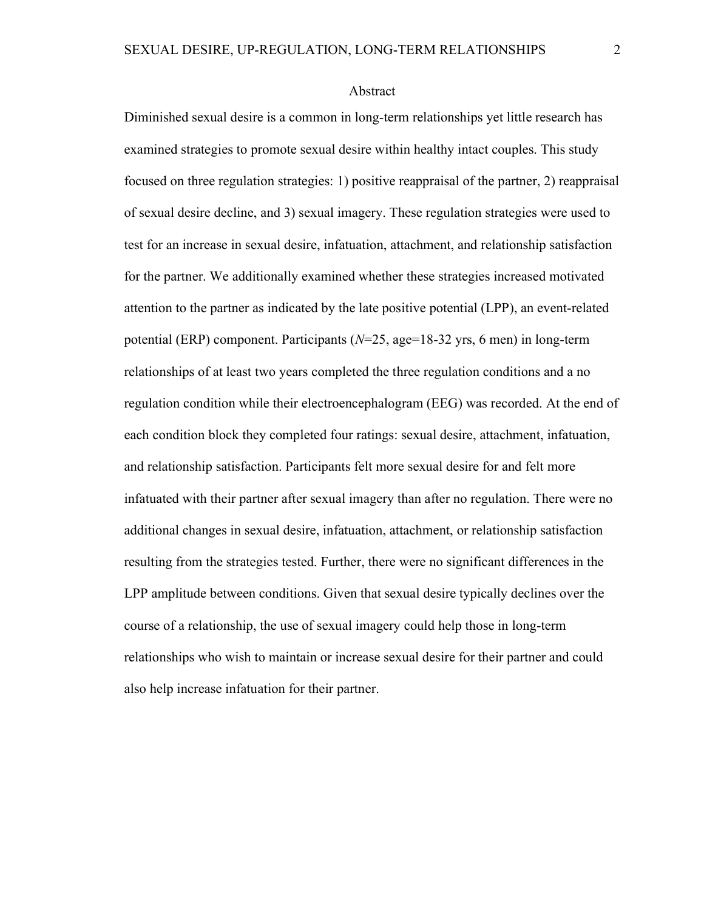## Abstract

Diminished sexual desire is a common in long-term relationships yet little research has examined strategies to promote sexual desire within healthy intact couples. This study focused on three regulation strategies: 1) positive reappraisal of the partner, 2) reappraisal of sexual desire decline, and 3) sexual imagery. These regulation strategies were used to test for an increase in sexual desire, infatuation, attachment, and relationship satisfaction for the partner. We additionally examined whether these strategies increased motivated attention to the partner as indicated by the late positive potential (LPP), an event-related potential (ERP) component. Participants (*N*=25, age=18-32 yrs, 6 men) in long-term relationships of at least two years completed the three regulation conditions and a no regulation condition while their electroencephalogram (EEG) was recorded. At the end of each condition block they completed four ratings: sexual desire, attachment, infatuation, and relationship satisfaction. Participants felt more sexual desire for and felt more infatuated with their partner after sexual imagery than after no regulation. There were no additional changes in sexual desire, infatuation, attachment, or relationship satisfaction resulting from the strategies tested. Further, there were no significant differences in the LPP amplitude between conditions. Given that sexual desire typically declines over the course of a relationship, the use of sexual imagery could help those in long-term relationships who wish to maintain or increase sexual desire for their partner and could also help increase infatuation for their partner.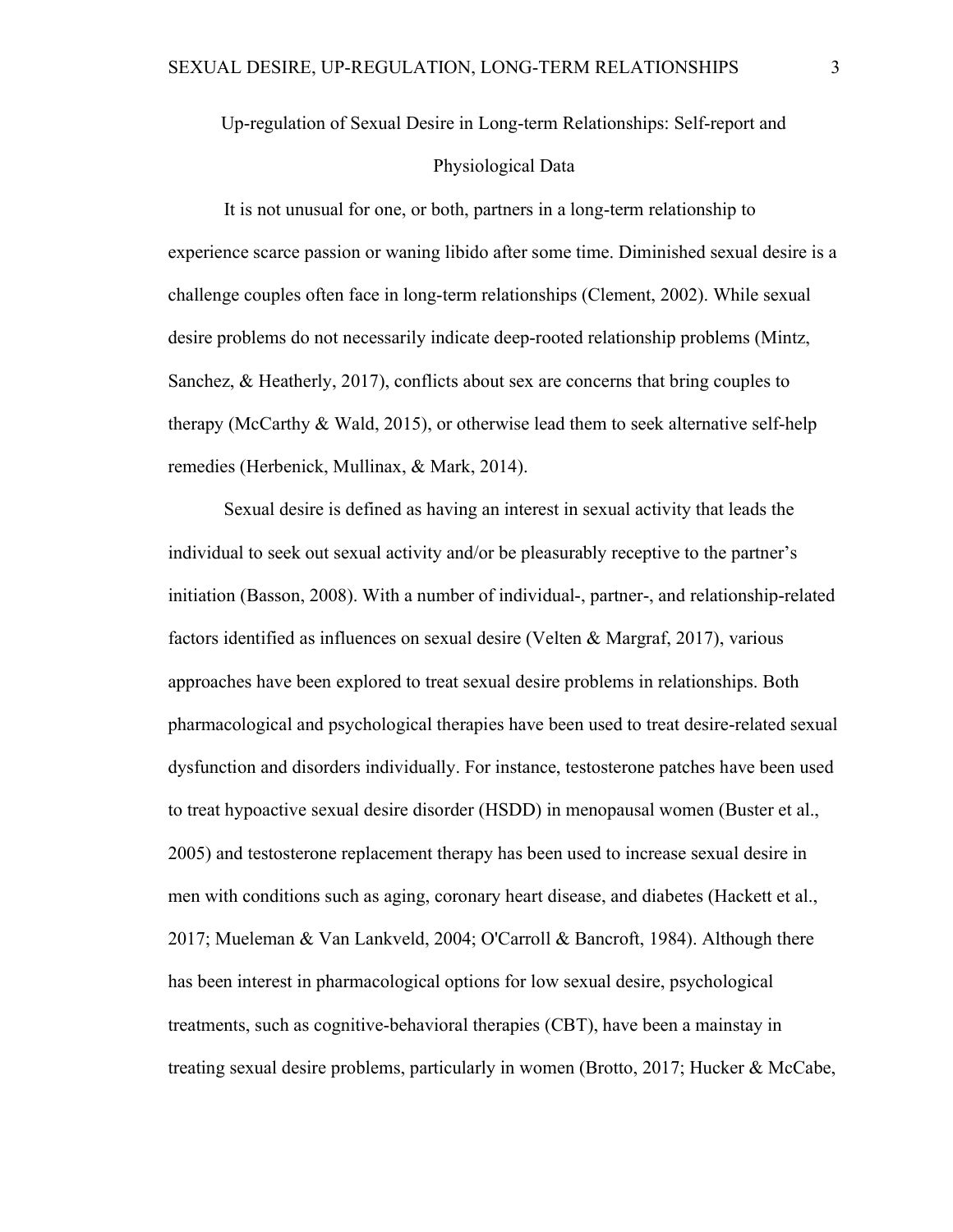# Up-regulation of Sexual Desire in Long-term Relationships: Self-report and Physiological Data

It is not unusual for one, or both, partners in a long-term relationship to experience scarce passion or waning libido after some time. Diminished sexual desire is a challenge couples often face in long-term relationships (Clement, 2002). While sexual desire problems do not necessarily indicate deep-rooted relationship problems (Mintz, Sanchez, & Heatherly, 2017), conflicts about sex are concerns that bring couples to therapy (McCarthy & Wald, 2015), or otherwise lead them to seek alternative self-help remedies (Herbenick, Mullinax, & Mark, 2014).

Sexual desire is defined as having an interest in sexual activity that leads the individual to seek out sexual activity and/or be pleasurably receptive to the partner's initiation (Basson, 2008). With a number of individual-, partner-, and relationship-related factors identified as influences on sexual desire (Velten & Margraf, 2017), various approaches have been explored to treat sexual desire problems in relationships. Both pharmacological and psychological therapies have been used to treat desire-related sexual dysfunction and disorders individually. For instance, testosterone patches have been used to treat hypoactive sexual desire disorder (HSDD) in menopausal women (Buster et al., 2005) and testosterone replacement therapy has been used to increase sexual desire in men with conditions such as aging, coronary heart disease, and diabetes (Hackett et al., 2017; Mueleman & Van Lankveld, 2004; O'Carroll & Bancroft, 1984). Although there has been interest in pharmacological options for low sexual desire, psychological treatments, such as cognitive-behavioral therapies (CBT), have been a mainstay in treating sexual desire problems, particularly in women (Brotto, 2017; Hucker & McCabe,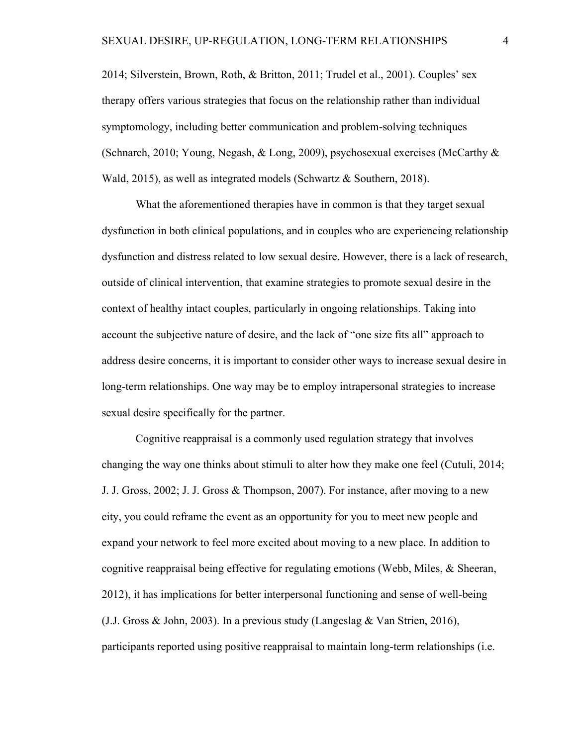2014; Silverstein, Brown, Roth, & Britton, 2011; Trudel et al., 2001). Couples' sex therapy offers various strategies that focus on the relationship rather than individual symptomology, including better communication and problem-solving techniques (Schnarch, 2010; Young, Negash, & Long, 2009), psychosexual exercises (McCarthy & Wald, 2015), as well as integrated models (Schwartz & Southern, 2018).

What the aforementioned therapies have in common is that they target sexual dysfunction in both clinical populations, and in couples who are experiencing relationship dysfunction and distress related to low sexual desire. However, there is a lack of research, outside of clinical intervention, that examine strategies to promote sexual desire in the context of healthy intact couples, particularly in ongoing relationships. Taking into account the subjective nature of desire, and the lack of "one size fits all" approach to address desire concerns, it is important to consider other ways to increase sexual desire in long-term relationships. One way may be to employ intrapersonal strategies to increase sexual desire specifically for the partner.

Cognitive reappraisal is a commonly used regulation strategy that involves changing the way one thinks about stimuli to alter how they make one feel (Cutuli, 2014; J. J. Gross, 2002; J. J. Gross & Thompson, 2007). For instance, after moving to a new city, you could reframe the event as an opportunity for you to meet new people and expand your network to feel more excited about moving to a new place. In addition to cognitive reappraisal being effective for regulating emotions (Webb, Miles, & Sheeran, 2012), it has implications for better interpersonal functioning and sense of well-being (J.J. Gross & John, 2003). In a previous study (Langeslag & Van Strien, 2016), participants reported using positive reappraisal to maintain long-term relationships (i.e.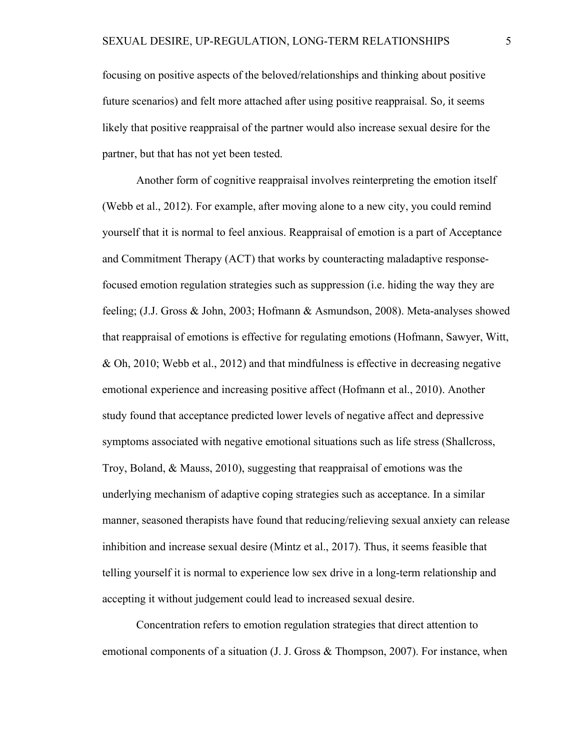focusing on positive aspects of the beloved/relationships and thinking about positive future scenarios) and felt more attached after using positive reappraisal. So, it seems likely that positive reappraisal of the partner would also increase sexual desire for the partner, but that has not yet been tested.

Another form of cognitive reappraisal involves reinterpreting the emotion itself (Webb et al., 2012). For example, after moving alone to a new city, you could remind yourself that it is normal to feel anxious. Reappraisal of emotion is a part of Acceptance and Commitment Therapy (ACT) that works by counteracting maladaptive response-focused emotion regulation strategies such as suppression (i.e. hiding the way they are feeling; (J.J. Gross & John, 2003; Hofmann & Asmundson, 2008). Meta-analyses showed that reappraisal of emotions is effective for regulating emotions (Hofmann, Sawyer, Witt, & Oh, 2010; Webb et al., 2012) and that mindfulness is effective in decreasing negative emotional experience and increasing positive affect (Hofmann et al., 2010). Another study found that acceptance predicted lower levels of negative affect and depressive symptoms associated with negative emotional situations such as life stress (Shallcross, Troy, Boland, & Mauss, 2010), suggesting that reappraisal of emotions was the underlying mechanism of adaptive coping strategies such as acceptance. In a similar manner, seasoned therapists have found that reducing/relieving sexual anxiety can release inhibition and increase sexual desire (Mintz et al., 2017). Thus, it seems feasible that telling yourself it is normal to experience low sex drive in a long-term relationship and accepting it without judgement could lead to increased sexual desire.

Concentration refers to emotion regulation strategies that direct attention to emotional components of a situation (J. J. Gross & Thompson, 2007). For instance, when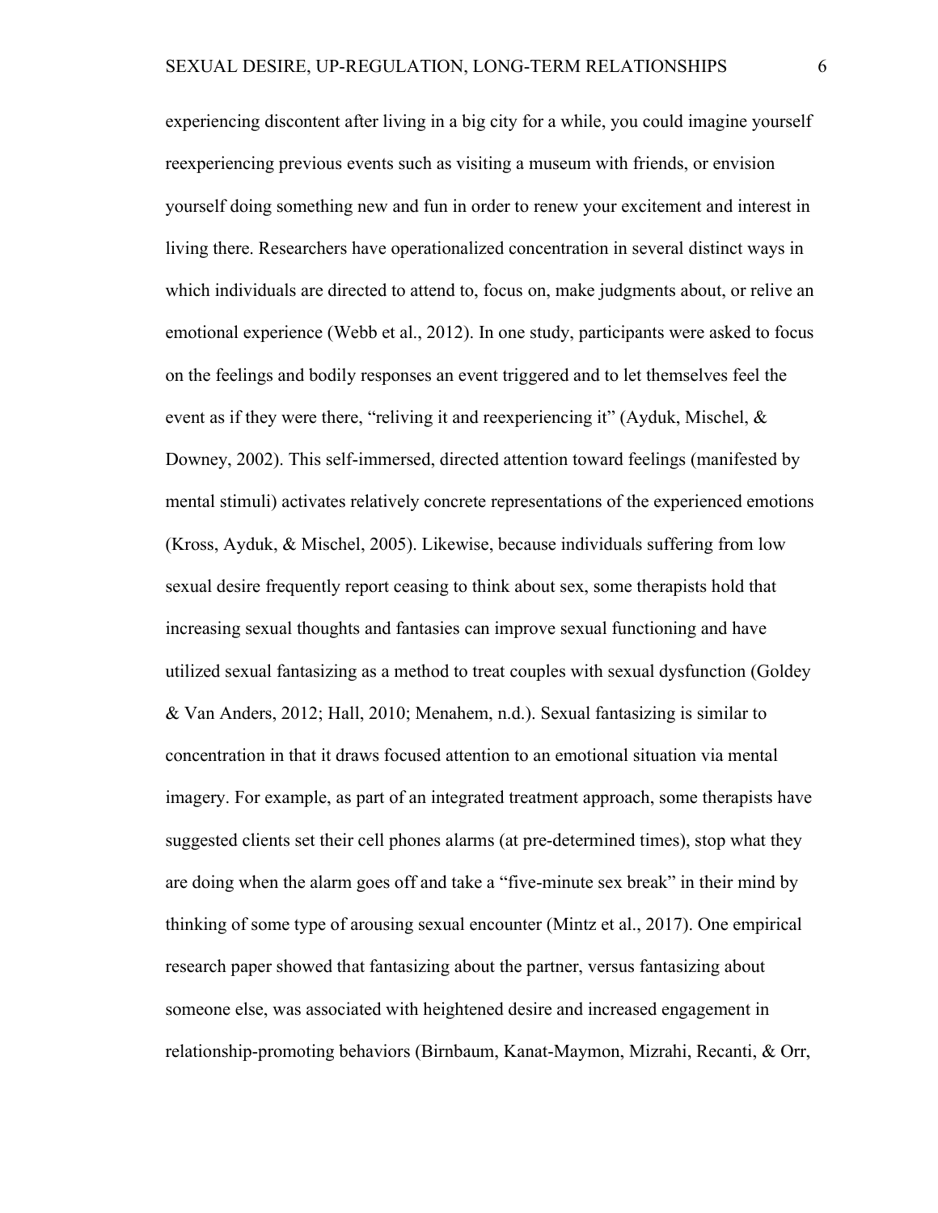experiencing discontent after living in a big city for a while, you could imagine yourself reexperiencing previous events such as visiting a museum with friends, or envision yourself doing something new and fun in order to renew your excitement and interest in living there. Researchers have operationalized concentration in several distinct ways in which individuals are directed to attend to, focus on, make judgments about, or relive an emotional experience (Webb et al., 2012). In one study, participants were asked to focus on the feelings and bodily responses an event triggered and to let themselves feel the event as if they were there, "reliving it and reexperiencing it" (Ayduk, Mischel, & Downey, 2002). This self-immersed, directed attention toward feelings (manifested by mental stimuli) activates relatively concrete representations of the experienced emotions (Kross, Ayduk, & Mischel, 2005). Likewise, because individuals suffering from low sexual desire frequently report ceasing to think about sex, some therapists hold that increasing sexual thoughts and fantasies can improve sexual functioning and have utilized sexual fantasizing as a method to treat couples with sexual dysfunction (Goldey & Van Anders, 2012; Hall, 2010; Menahem, n.d.). Sexual fantasizing is similar to concentration in that it draws focused attention to an emotional situation via mental imagery. For example, as part of an integrated treatment approach, some therapists have suggested clients set their cell phones alarms (at pre-determined times), stop what they are doing when the alarm goes off and take a "five-minute sex break" in their mind by thinking of some type of arousing sexual encounter (Mintz et al., 2017). One empirical research paper showed that fantasizing about the partner, versus fantasizing about someone else, was associated with heightened desire and increased engagement in relationship-promoting behaviors (Birnbaum, Kanat-Maymon, Mizrahi, Recanti, & Orr,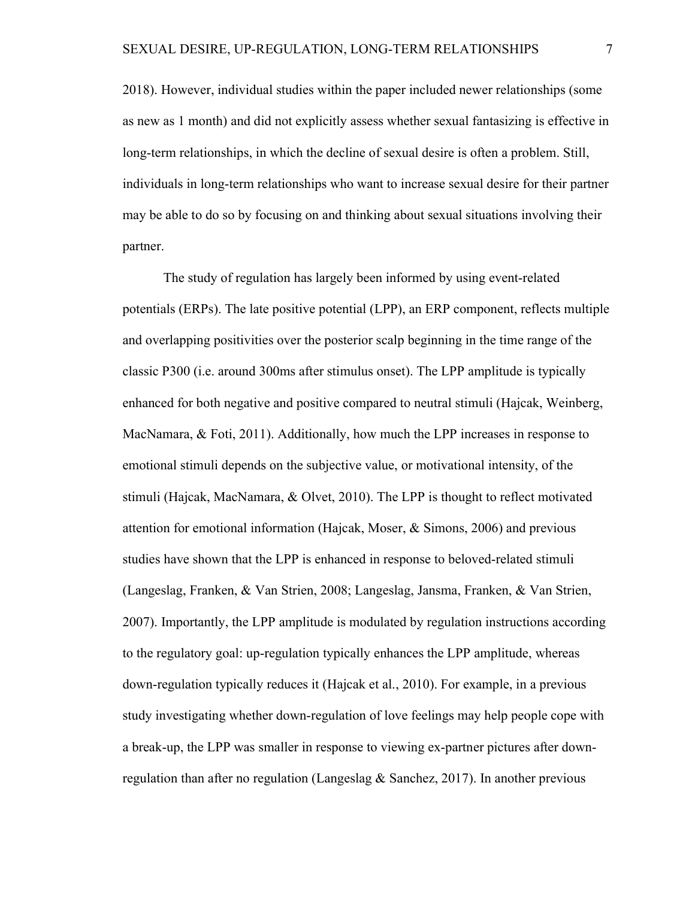2018). However, individual studies within the paper included newer relationships (some as new as 1 month) and did not explicitly assess whether sexual fantasizing is effective in long-term relationships, in which the decline of sexual desire is often a problem. Still, individuals in long-term relationships who want to increase sexual desire for their partner may be able to do so by focusing on and thinking about sexual situations involving their partner.

The study of regulation has largely been informed by using event-related potentials (ERPs). The late positive potential (LPP), an ERP component, reflects multiple and overlapping positivities over the posterior scalp beginning in the time range of the classic P300 (i.e. around 300ms after stimulus onset). The LPP amplitude is typically enhanced for both negative and positive compared to neutral stimuli (Hajcak, Weinberg, MacNamara, & Foti, 2011). Additionally, how much the LPP increases in response to emotional stimuli depends on the subjective value, or motivational intensity, of the stimuli (Hajcak, MacNamara, & Olvet, 2010). The LPP is thought to reflect motivated attention for emotional information (Hajcak, Moser, & Simons, 2006) and previous studies have shown that the LPP is enhanced in response to beloved-related stimuli (Langeslag, Franken, & Van Strien, 2008; Langeslag, Jansma, Franken, & Van Strien, 2007). Importantly, the LPP amplitude is modulated by regulation instructions according to the regulatory goal: up-regulation typically enhances the LPP amplitude, whereas down-regulation typically reduces it (Hajcak et al., 2010). For example, in a previous study investigating whether down-regulation of love feelings may help people cope with a break-up, the LPP was smaller in response to viewing ex-partner pictures after down-regulation than after no regulation (Langeslag & Sanchez, 2017). In another previous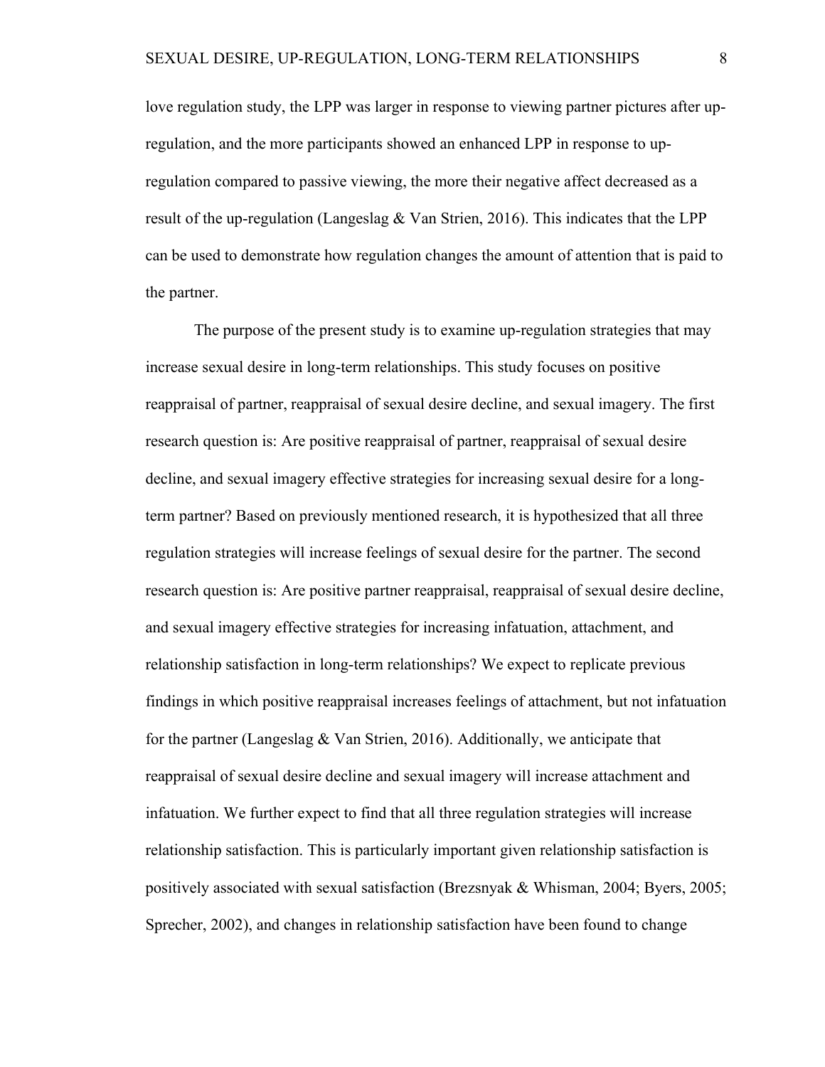love regulation study, the LPP was larger in response to viewing partner pictures after up-regulation, and the more participants showed an enhanced LPP in response to up-regulation compared to passive viewing, the more their negative affect decreased as a result of the up-regulation (Langeslag & Van Strien, 2016). This indicates that the LPP can be used to demonstrate how regulation changes the amount of attention that is paid to the partner.

The purpose of the present study is to examine up-regulation strategies that may increase sexual desire in long-term relationships. This study focuses on positive reappraisal of partner, reappraisal of sexual desire decline, and sexual imagery. The first research question is: Are positive reappraisal of partner, reappraisal of sexual desire decline, and sexual imagery effective strategies for increasing sexual desire for a long-term partner? Based on previously mentioned research, it is hypothesized that all three regulation strategies will increase feelings of sexual desire for the partner. The second research question is: Are positive partner reappraisal, reappraisal of sexual desire decline, and sexual imagery effective strategies for increasing infatuation, attachment, and relationship satisfaction in long-term relationships? We expect to replicate previous findings in which positive reappraisal increases feelings of attachment, but not infatuation for the partner (Langeslag & Van Strien, 2016). Additionally, we anticipate that reappraisal of sexual desire decline and sexual imagery will increase attachment and infatuation. We further expect to find that all three regulation strategies will increase relationship satisfaction. This is particularly important given relationship satisfaction is positively associated with sexual satisfaction (Brezsnyak & Whisman, 2004; Byers, 2005; Sprecher, 2002), and changes in relationship satisfaction have been found to change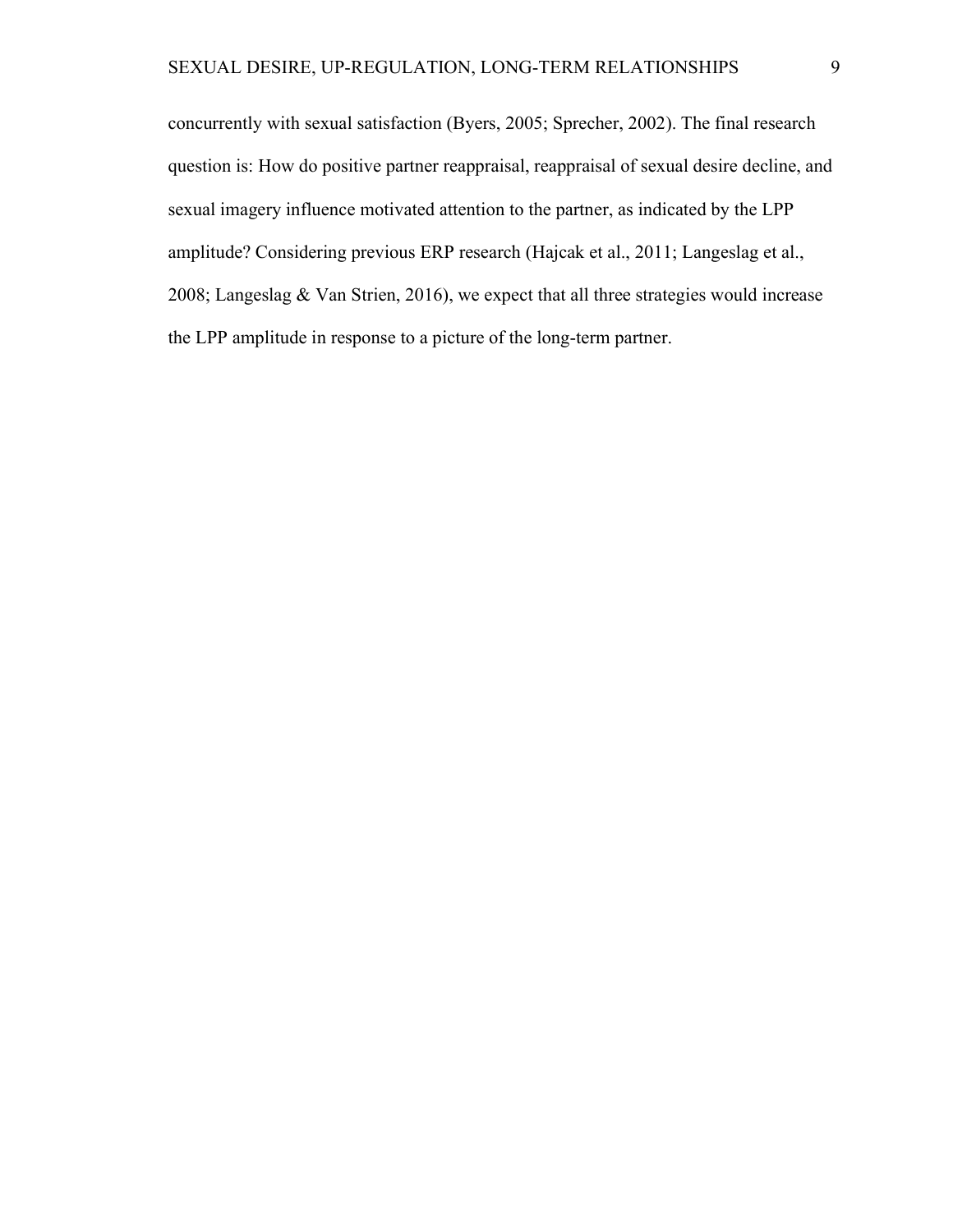concurrently with sexual satisfaction (Byers, 2005; Sprecher, 2002). The final research question is: How do positive partner reappraisal, reappraisal of sexual desire decline, and sexual imagery influence motivated attention to the partner, as indicated by the LPP amplitude? Considering previous ERP research (Hajcak et al., 2011; Langeslag et al., 2008; Langeslag & Van Strien, 2016), we expect that all three strategies would increase the LPP amplitude in response to a picture of the long-term partner.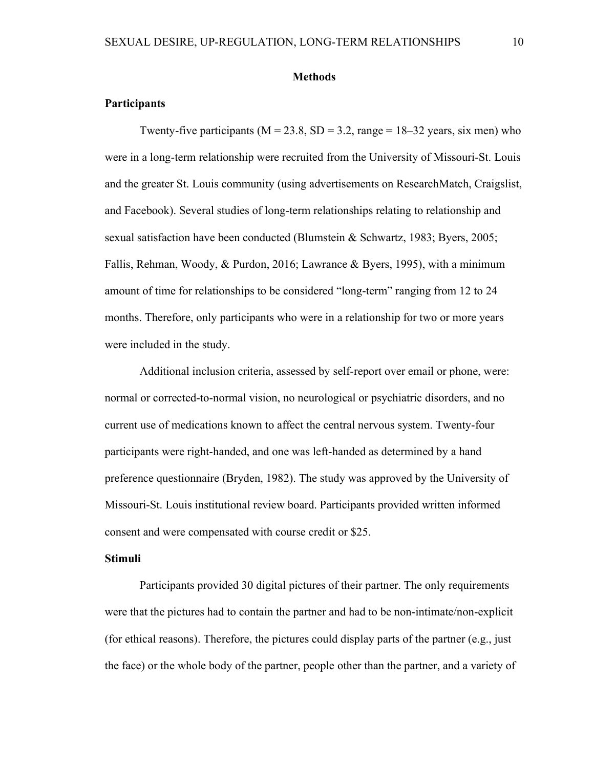## Methods

### Participants

Twenty-five participants (M = 23.8, SD = 3.2, range = 18–32 years, six men) who were in a long-term relationship were recruited from the University of Missouri-St. Louis and the greater St. Louis community (using advertisements on ResearchMatch, Craigslist, and Facebook). Several studies of long-term relationships relating to relationship and sexual satisfaction have been conducted (Blumstein & Schwartz, 1983; Byers, 2005; Fallis, Rehman, Woody, & Purdon, 2016; Lawrance & Byers, 1995), with a minimum amount of time for relationships to be considered "long-term" ranging from 12 to 24 months. Therefore, only participants who were in a relationship for two or more years were included in the study.

Additional inclusion criteria, assessed by self-report over email or phone, were: normal or corrected-to-normal vision, no neurological or psychiatric disorders, and no current use of medications known to affect the central nervous system. Twenty-four participants were right-handed, and one was left-handed as determined by a hand preference questionnaire (Bryden, 1982). The study was approved by the University of Missouri-St. Louis institutional review board. Participants provided written informed consent and were compensated with course credit or $25.

### Stimuli

Participants provided 30 digital pictures of their partner. The only requirements were that the pictures had to contain the partner and had to be non-intimate/non-explicit (for ethical reasons). Therefore, the pictures could display parts of the partner (e.g., just the face) or the whole body of the partner, people other than the partner, and a variety of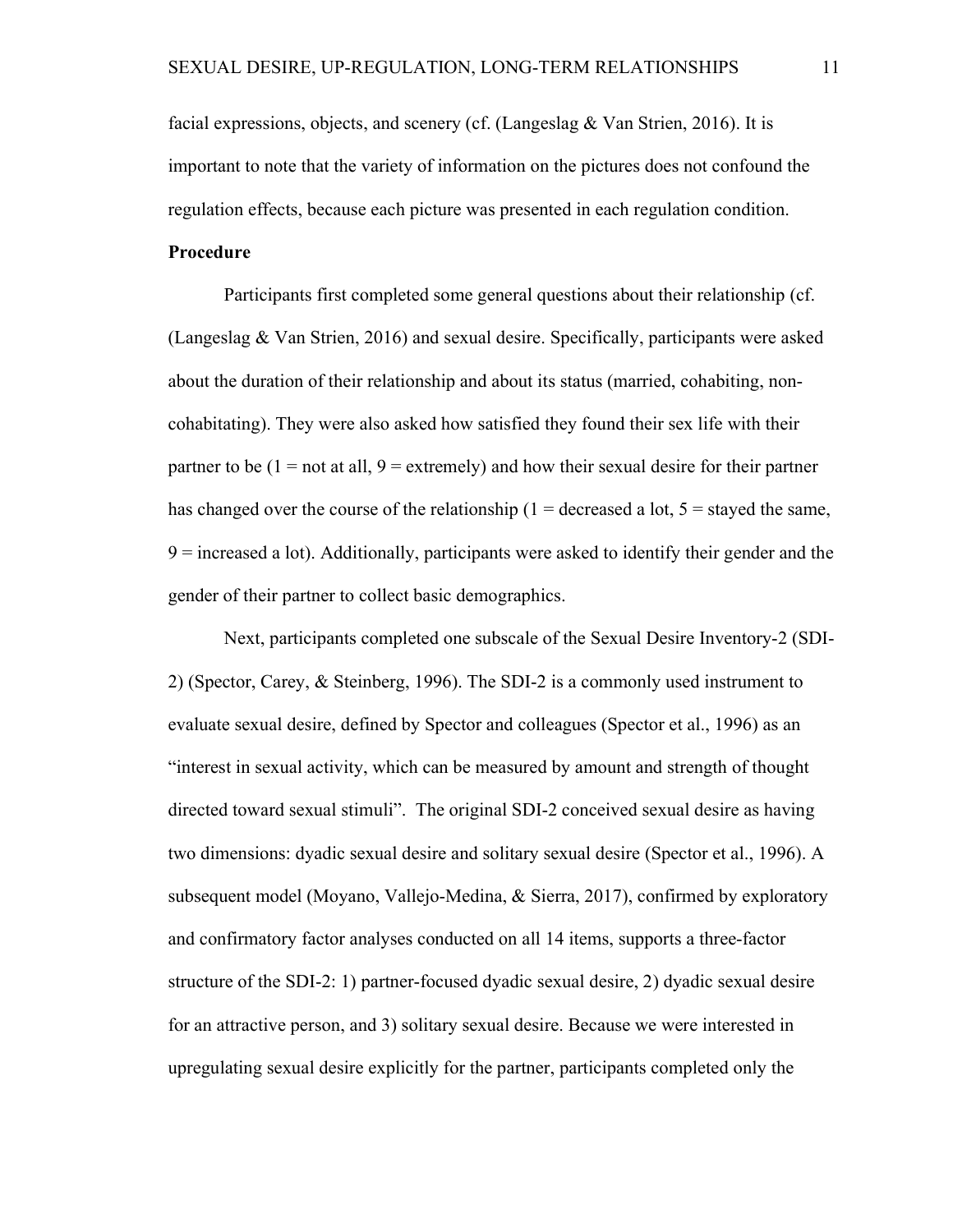facial expressions, objects, and scenery (cf. (Langeslag & Van Strien, 2016). It is important to note that the variety of information on the pictures does not confound the regulation effects, because each picture was presented in each regulation condition.

**Procedure**

Participants first completed some general questions about their relationship (cf. (Langeslag & Van Strien, 2016) and sexual desire. Specifically, participants were asked about the duration of their relationship and about its status (married, cohabiting, non-cohabitating). They were also asked how satisfied they found their sex life with their partner to be (1 = not at all, 9 = extremely) and how their sexual desire for their partner has changed over the course of the relationship (1 = decreased a lot, 5 = stayed the same, 9 = increased a lot). Additionally, participants were asked to identify their gender and the gender of their partner to collect basic demographics.

Next, participants completed one subscale of the Sexual Desire Inventory-2 (SDI-2) (Spector, Carey, & Steinberg, 1996). The SDI-2 is a commonly used instrument to evaluate sexual desire, defined by Spector and colleagues (Spector et al., 1996) as an "interest in sexual activity, which can be measured by amount and strength of thought directed toward sexual stimuli". The original SDI-2 conceived sexual desire as having two dimensions: dyadic sexual desire and solitary sexual desire (Spector et al., 1996). A subsequent model (Moyano, Vallejo-Medina, & Sierra, 2017), confirmed by exploratory and confirmatory factor analyses conducted on all 14 items, supports a three-factor structure of the SDI-2: 1) partner-focused dyadic sexual desire, 2) dyadic sexual desire for an attractive person, and 3) solitary sexual desire. Because we were interested in upregulating sexual desire explicitly for the partner, participants completed only the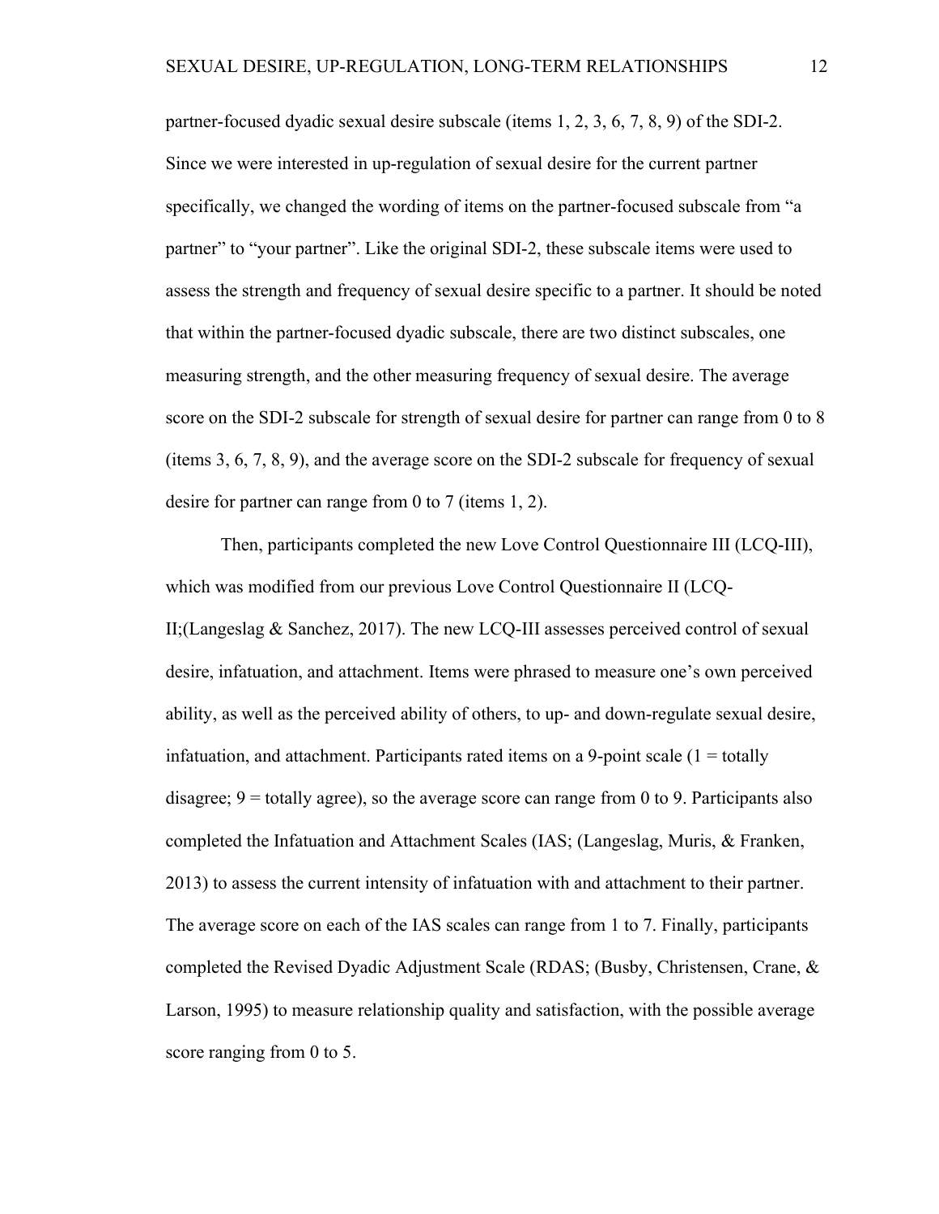partner-focused dyadic sexual desire subscale (items 1, 2, 3, 6, 7, 8, 9) of the SDI-2. Since we were interested in up-regulation of sexual desire for the current partner specifically, we changed the wording of items on the partner-focused subscale from "a partner" to "your partner". Like the original SDI-2, these subscale items were used to assess the strength and frequency of sexual desire specific to a partner. It should be noted that within the partner-focused dyadic subscale, there are two distinct subscales, one measuring strength, and the other measuring frequency of sexual desire. The average score on the SDI-2 subscale for strength of sexual desire for partner can range from 0 to 8 (items 3, 6, 7, 8, 9), and the average score on the SDI-2 subscale for frequency of sexual desire for partner can range from 0 to 7 (items 1, 2).

Then, participants completed the new Love Control Questionnaire III (LCQ-III), which was modified from our previous Love Control Questionnaire II (LCQ-II;(Langeslag & Sanchez, 2017). The new LCQ-III assesses perceived control of sexual desire, infatuation, and attachment. Items were phrased to measure one's own perceived ability, as well as the perceived ability of others, to up- and down-regulate sexual desire, infatuation, and attachment. Participants rated items on a 9-point scale (1 = totally disagree; 9 = totally agree), so the average score can range from 0 to 9. Participants also completed the Infatuation and Attachment Scales (IAS; (Langeslag, Muris, & Franken, 2013) to assess the current intensity of infatuation with and attachment to their partner. The average score on each of the IAS scales can range from 1 to 7. Finally, participants completed the Revised Dyadic Adjustment Scale (RDAS; (Busby, Christensen, Crane, & Larson, 1995) to measure relationship quality and satisfaction, with the possible average score ranging from 0 to 5.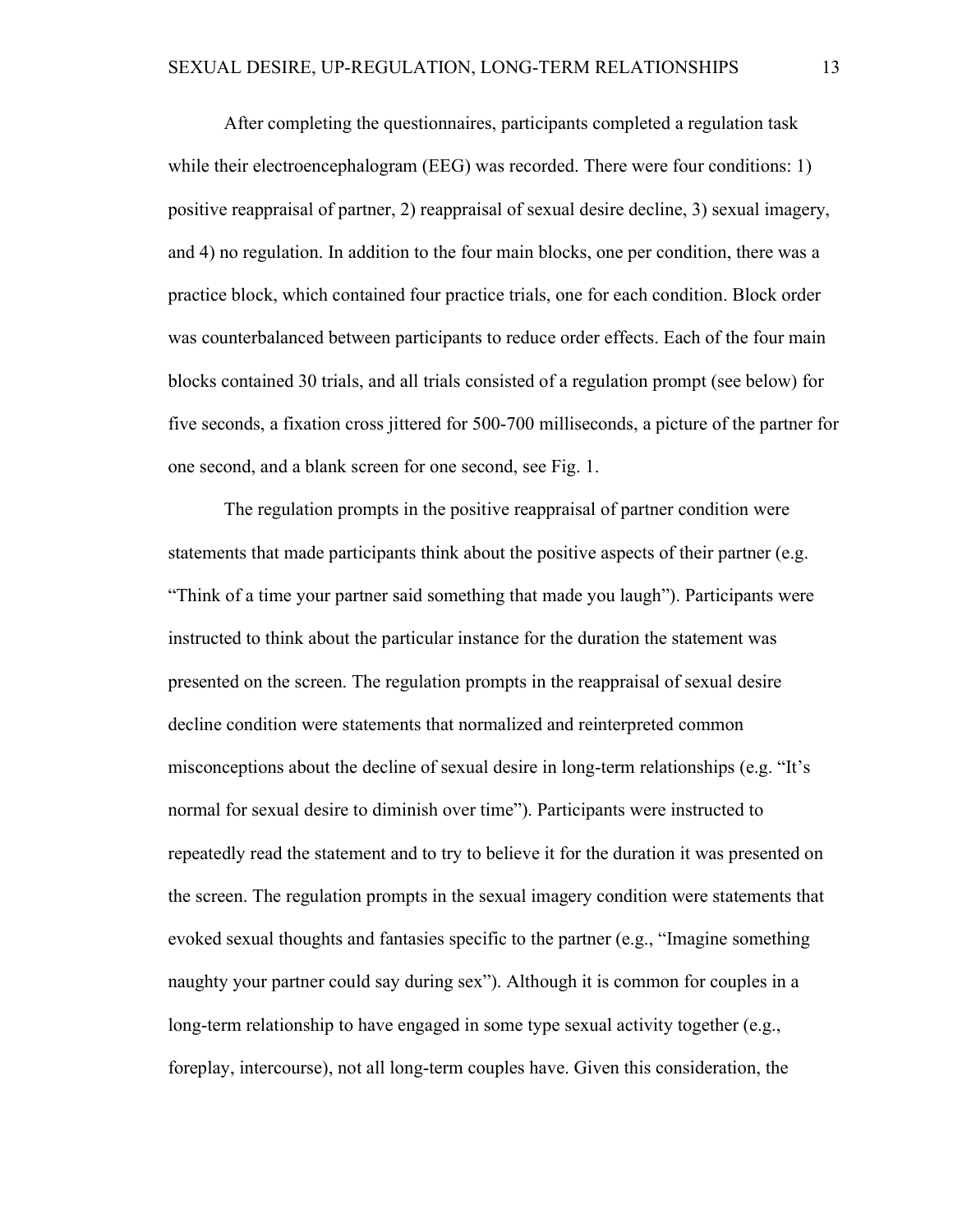After completing the questionnaires, participants completed a regulation task while their electroencephalogram (EEG) was recorded. There were four conditions: 1) positive reappraisal of partner, 2) reappraisal of sexual desire decline, 3) sexual imagery, and 4) no regulation. In addition to the four main blocks, one per condition, there was a practice block, which contained four practice trials, one for each condition. Block order was counterbalanced between participants to reduce order effects. Each of the four main blocks contained 30 trials, and all trials consisted of a regulation prompt (see below) for five seconds, a fixation cross jittered for 500-700 milliseconds, a picture of the partner for one second, and a blank screen for one second, see Fig. 1.

The regulation prompts in the positive reappraisal of partner condition were statements that made participants think about the positive aspects of their partner (e.g. "Think of a time your partner said something that made you laugh"). Participants were instructed to think about the particular instance for the duration the statement was presented on the screen. The regulation prompts in the reappraisal of sexual desire decline condition were statements that normalized and reinterpreted common misconceptions about the decline of sexual desire in long-term relationships (e.g. "It's normal for sexual desire to diminish over time"). Participants were instructed to repeatedly read the statement and to try to believe it for the duration it was presented on the screen. The regulation prompts in the sexual imagery condition were statements that evoked sexual thoughts and fantasies specific to the partner (e.g., "Imagine something naughty your partner could say during sex"). Although it is common for couples in a long-term relationship to have engaged in some type sexual activity together (e.g., foreplay, intercourse), not all long-term couples have. Given this consideration, the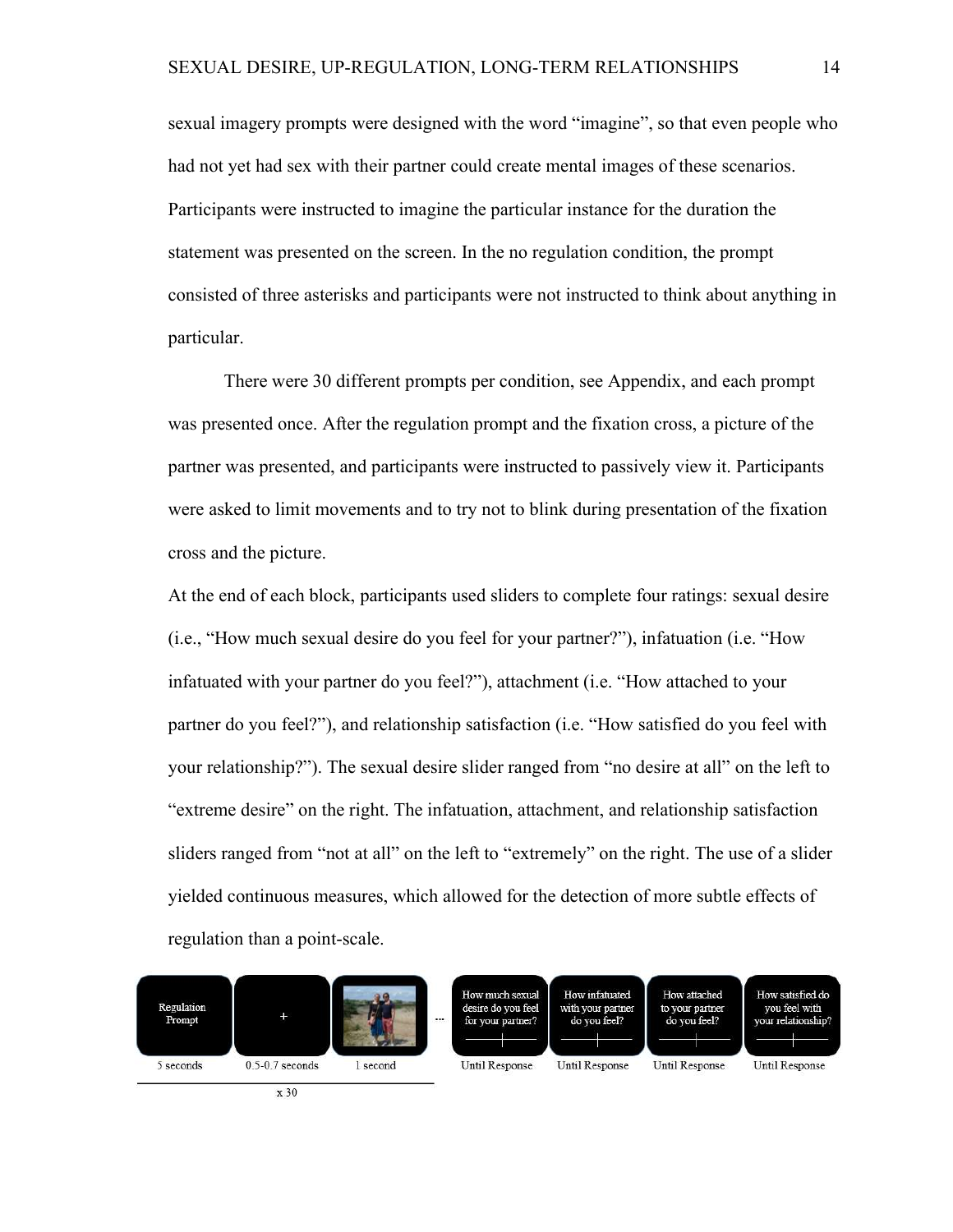sexual imagery prompts were designed with the word "imagine", so that even people who had not yet had sex with their partner could create mental images of these scenarios. Participants were instructed to imagine the particular instance for the duration the statement was presented on the screen. In the no regulation condition, the prompt consisted of three asterisks and participants were not instructed to think about anything in particular.

There were 30 different prompts per condition, see Appendix, and each prompt was presented once. After the regulation prompt and the fixation cross, a picture of the partner was presented, and participants were instructed to passively view it. Participants were asked to limit movements and to try not to blink during presentation of the fixation cross and the picture.

At the end of each block, participants used sliders to complete four ratings: sexual desire (i.e., "How much sexual desire do you feel for your partner?"), infatuation (i.e. "How infatuated with your partner do you feel?"), attachment (i.e. "How attached to your partner do you feel?"), and relationship satisfaction (i.e. "How satisfied do you feel with your relationship?"). The sexual desire slider ranged from "no desire at all" on the left to "extreme desire" on the right. The infatuation, attachment, and relationship satisfaction sliders ranged from "not at all" on the left to "extremely" on the right. The use of a slider yielded continuous measures, which allowed for the detection of more subtle effects of regulation than a point-scale.

Regulation Prompt — 5 seconds | + — 0.5-0.7 seconds | [partner picture] — 1 second | x 30 ... How much sexual desire do you feel for your partner? — Until Response | How infatuated with your partner do you feel? — Until Response | How attached to your partner do you feel? — Until Response | How satisfied do you feel with your relationship? — Until Response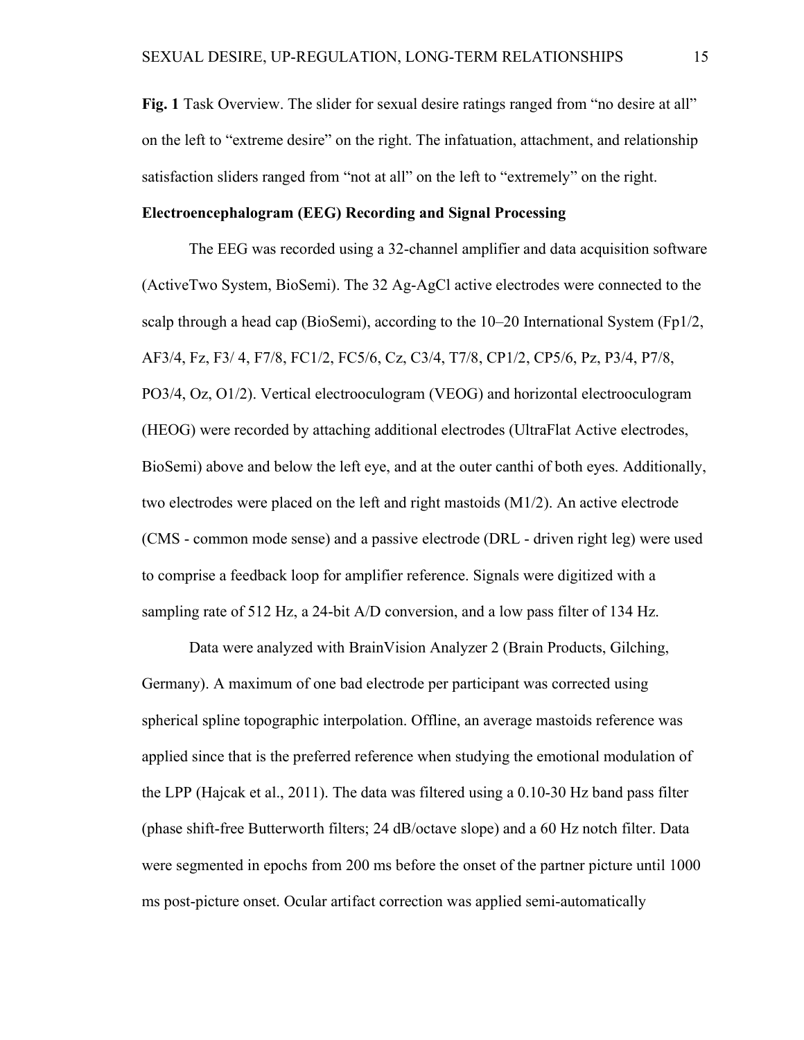**Fig. 1** Task Overview. The slider for sexual desire ratings ranged from "no desire at all" on the left to "extreme desire" on the right. The infatuation, attachment, and relationship satisfaction sliders ranged from "not at all" on the left to "extremely" on the right.

**Electroencephalogram (EEG) Recording and Signal Processing**

The EEG was recorded using a 32-channel amplifier and data acquisition software (ActiveTwo System, BioSemi). The 32 Ag-AgCl active electrodes were connected to the scalp through a head cap (BioSemi), according to the 10–20 International System (Fp1/2, AF3/4, Fz, F3/ 4, F7/8, FC1/2, FC5/6, Cz, C3/4, T7/8, CP1/2, CP5/6, Pz, P3/4, P7/8, PO3/4, Oz, O1/2). Vertical electrooculogram (VEOG) and horizontal electrooculogram (HEOG) were recorded by attaching additional electrodes (UltraFlat Active electrodes, BioSemi) above and below the left eye, and at the outer canthi of both eyes. Additionally, two electrodes were placed on the left and right mastoids (M1/2). An active electrode (CMS - common mode sense) and a passive electrode (DRL - driven right leg) were used to comprise a feedback loop for amplifier reference. Signals were digitized with a sampling rate of 512 Hz, a 24-bit A/D conversion, and a low pass filter of 134 Hz.

Data were analyzed with BrainVision Analyzer 2 (Brain Products, Gilching, Germany). A maximum of one bad electrode per participant was corrected using spherical spline topographic interpolation. Offline, an average mastoids reference was applied since that is the preferred reference when studying the emotional modulation of the LPP (Hajcak et al., 2011). The data was filtered using a 0.10-30 Hz band pass filter (phase shift-free Butterworth filters; 24 dB/octave slope) and a 60 Hz notch filter. Data were segmented in epochs from 200 ms before the onset of the partner picture until 1000 ms post-picture onset. Ocular artifact correction was applied semi-automatically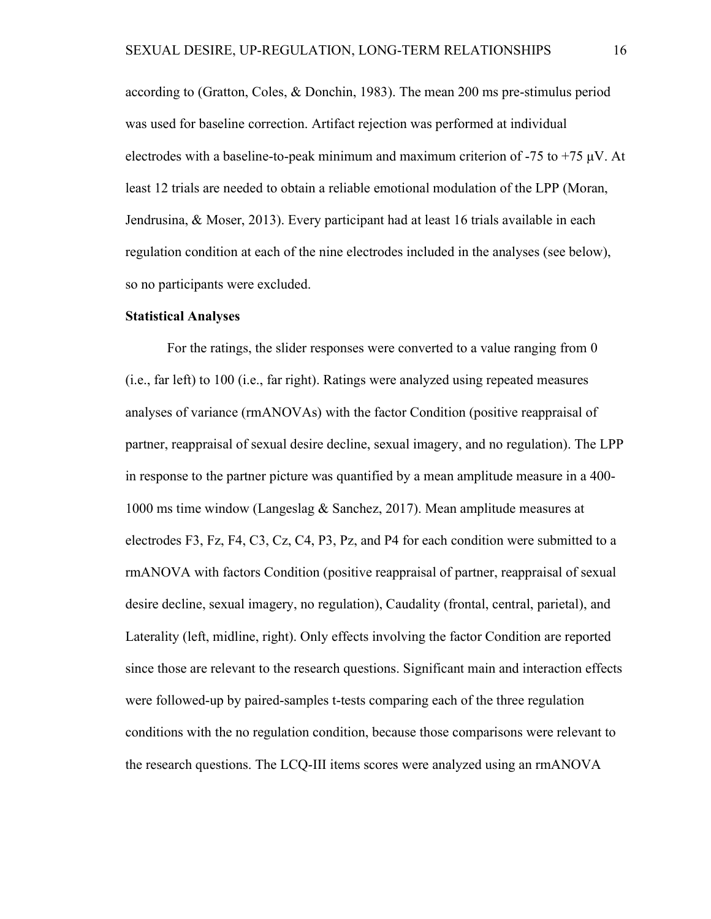according to (Gratton, Coles, & Donchin, 1983). The mean 200 ms pre-stimulus period was used for baseline correction. Artifact rejection was performed at individual electrodes with a baseline-to-peak minimum and maximum criterion of -75 to +75 µV. At least 12 trials are needed to obtain a reliable emotional modulation of the LPP (Moran, Jendrusina, & Moser, 2013). Every participant had at least 16 trials available in each regulation condition at each of the nine electrodes included in the analyses (see below), so no participants were excluded.

**Statistical Analyses**

For the ratings, the slider responses were converted to a value ranging from 0 (i.e., far left) to 100 (i.e., far right). Ratings were analyzed using repeated measures analyses of variance (rmANOVAs) with the factor Condition (positive reappraisal of partner, reappraisal of sexual desire decline, sexual imagery, and no regulation). The LPP in response to the partner picture was quantified by a mean amplitude measure in a 400-1000 ms time window (Langeslag & Sanchez, 2017). Mean amplitude measures at electrodes F3, Fz, F4, C3, Cz, C4, P3, Pz, and P4 for each condition were submitted to a rmANOVA with factors Condition (positive reappraisal of partner, reappraisal of sexual desire decline, sexual imagery, no regulation), Caudality (frontal, central, parietal), and Laterality (left, midline, right). Only effects involving the factor Condition are reported since those are relevant to the research questions. Significant main and interaction effects were followed-up by paired-samples t-tests comparing each of the three regulation conditions with the no regulation condition, because those comparisons were relevant to the research questions. The LCQ-III items scores were analyzed using an rmANOVA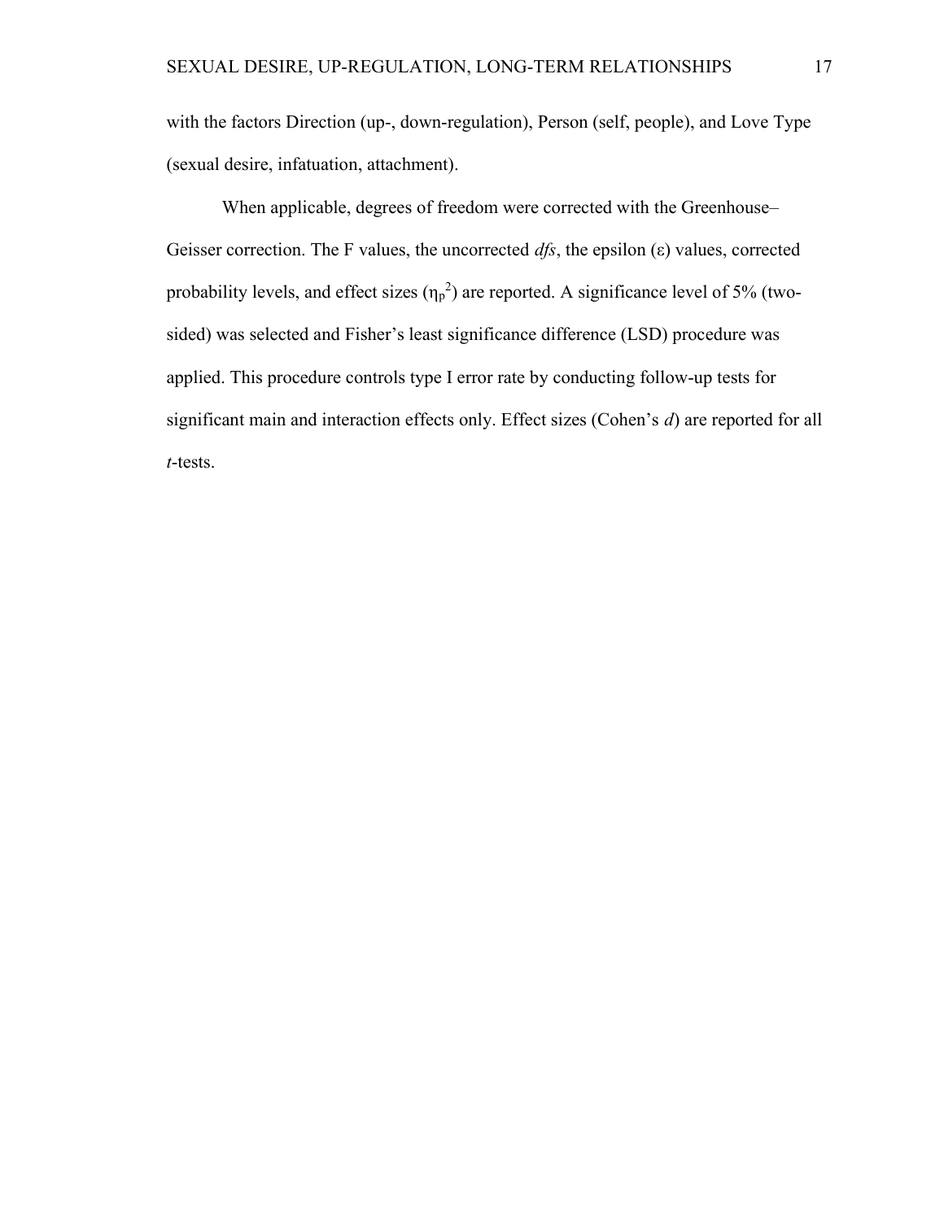with the factors Direction (up-, down-regulation), Person (self, people), and Love Type (sexual desire, infatuation, attachment).

When applicable, degrees of freedom were corrected with the Greenhouse–Geisser correction. The F values, the uncorrected *dfs*, the epsilon ($\varepsilon$) values, corrected probability levels, and effect sizes ($\eta_p^2$) are reported. A significance level of 5% (two-sided) was selected and Fisher's least significance difference (LSD) procedure was applied. This procedure controls type I error rate by conducting follow-up tests for significant main and interaction effects only. Effect sizes (Cohen's *d*) are reported for all *t*-tests.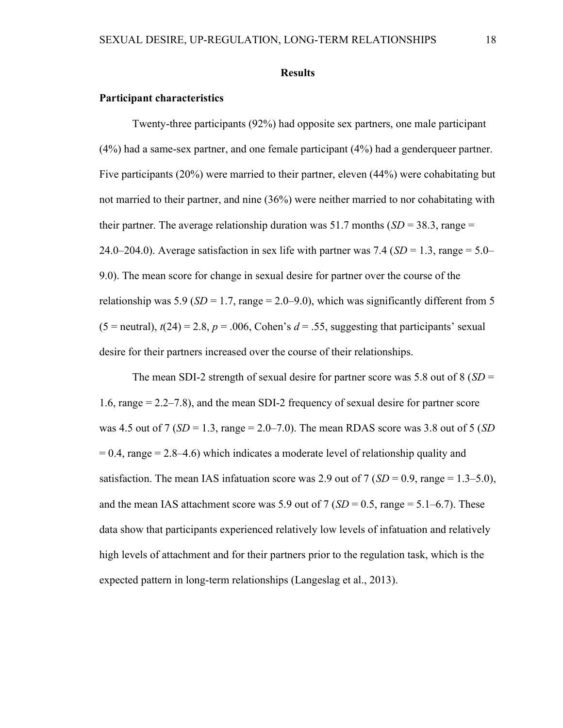## Results

### Participant characteristics

Twenty-three participants (92%) had opposite sex partners, one male participant (4%) had a same-sex partner, and one female participant (4%) had a genderqueer partner. Five participants (20%) were married to their partner, eleven (44%) were cohabitating but not married to their partner, and nine (36%) were neither married to nor cohabitating with their partner. The average relationship duration was 51.7 months (*SD* = 38.3, range = 24.0–204.0). Average satisfaction in sex life with partner was 7.4 (*SD* = 1.3, range = 5.0–9.0). The mean score for change in sexual desire for partner over the course of the relationship was 5.9 (*SD* = 1.7, range = 2.0–9.0), which was significantly different from 5 (5 = neutral), $t(24) = 2.8$, $p = .006$, Cohen's $d = .55$, suggesting that participants' sexual desire for their partners increased over the course of their relationships.

The mean SDI-2 strength of sexual desire for partner score was 5.8 out of 8 (*SD* = 1.6, range = 2.2–7.8), and the mean SDI-2 frequency of sexual desire for partner score was 4.5 out of 7 (*SD* = 1.3, range = 2.0–7.0). The mean RDAS score was 3.8 out of 5 (*SD* = 0.4, range = 2.8–4.6) which indicates a moderate level of relationship quality and satisfaction. The mean IAS infatuation score was 2.9 out of 7 (*SD* = 0.9, range = 1.3–5.0), and the mean IAS attachment score was 5.9 out of 7 (*SD* = 0.5, range = 5.1–6.7). These data show that participants experienced relatively low levels of infatuation and relatively high levels of attachment and for their partners prior to the regulation task, which is the expected pattern in long-term relationships (Langeslag et al., 2013).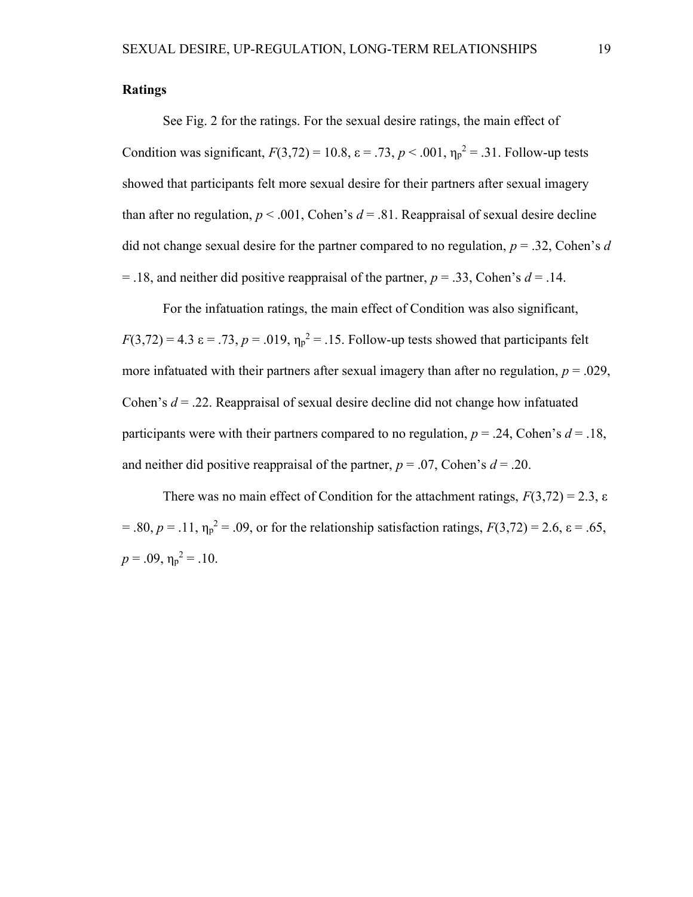**Ratings**

See Fig. 2 for the ratings. For the sexual desire ratings, the main effect of Condition was significant, $F(3,72) = 10.8$, $\varepsilon = .73$, $p < .001$, $\eta_p^2 = .31$. Follow-up tests showed that participants felt more sexual desire for their partners after sexual imagery than after no regulation, $p < .001$, Cohen's $d = .81$. Reappraisal of sexual desire decline did not change sexual desire for the partner compared to no regulation, $p = .32$, Cohen's $d = .18$, and neither did positive reappraisal of the partner, $p = .33$, Cohen's $d = .14$.

For the infatuation ratings, the main effect of Condition was also significant, $F(3,72) = 4.3$ $\varepsilon = .73$, $p = .019$, $\eta_p^2 = .15$. Follow-up tests showed that participants felt more infatuated with their partners after sexual imagery than after no regulation, $p = .029$, Cohen's $d = .22$. Reappraisal of sexual desire decline did not change how infatuated participants were with their partners compared to no regulation, $p = .24$, Cohen's $d = .18$, and neither did positive reappraisal of the partner, $p = .07$, Cohen's $d = .20$.

There was no main effect of Condition for the attachment ratings, $F(3,72) = 2.3$, $\varepsilon = .80$, $p = .11$, $\eta_p^2 = .09$, or for the relationship satisfaction ratings, $F(3,72) = 2.6$, $\varepsilon = .65$, $p = .09$, $\eta_p^2 = .10$.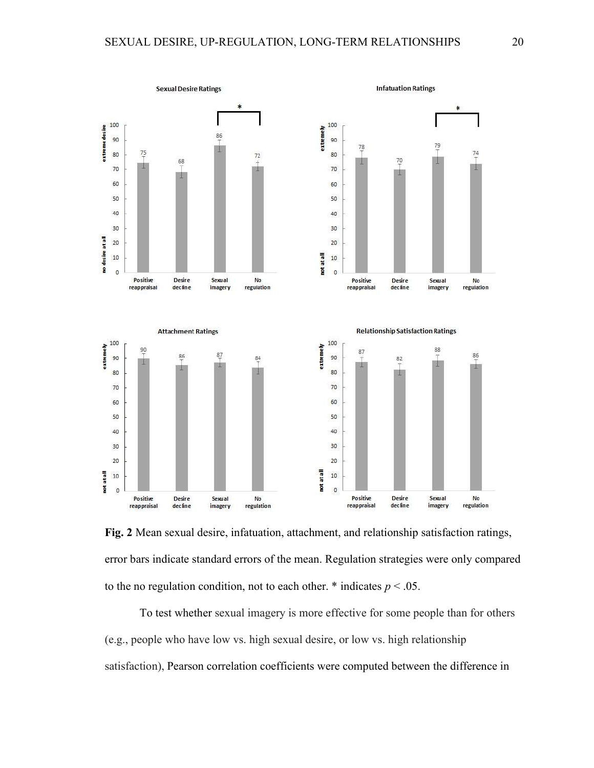**Fig. 2** Mean sexual desire, infatuation, attachment, and relationship satisfaction ratings, error bars indicate standard errors of the mean. Regulation strategies were only compared to the no regulation condition, not to each other. * indicates $p < .05$.

To test whether sexual imagery is more effective for some people than for others (e.g., people who have low vs. high sexual desire, or low vs. high relationship satisfaction), Pearson correlation coefficients were computed between the difference in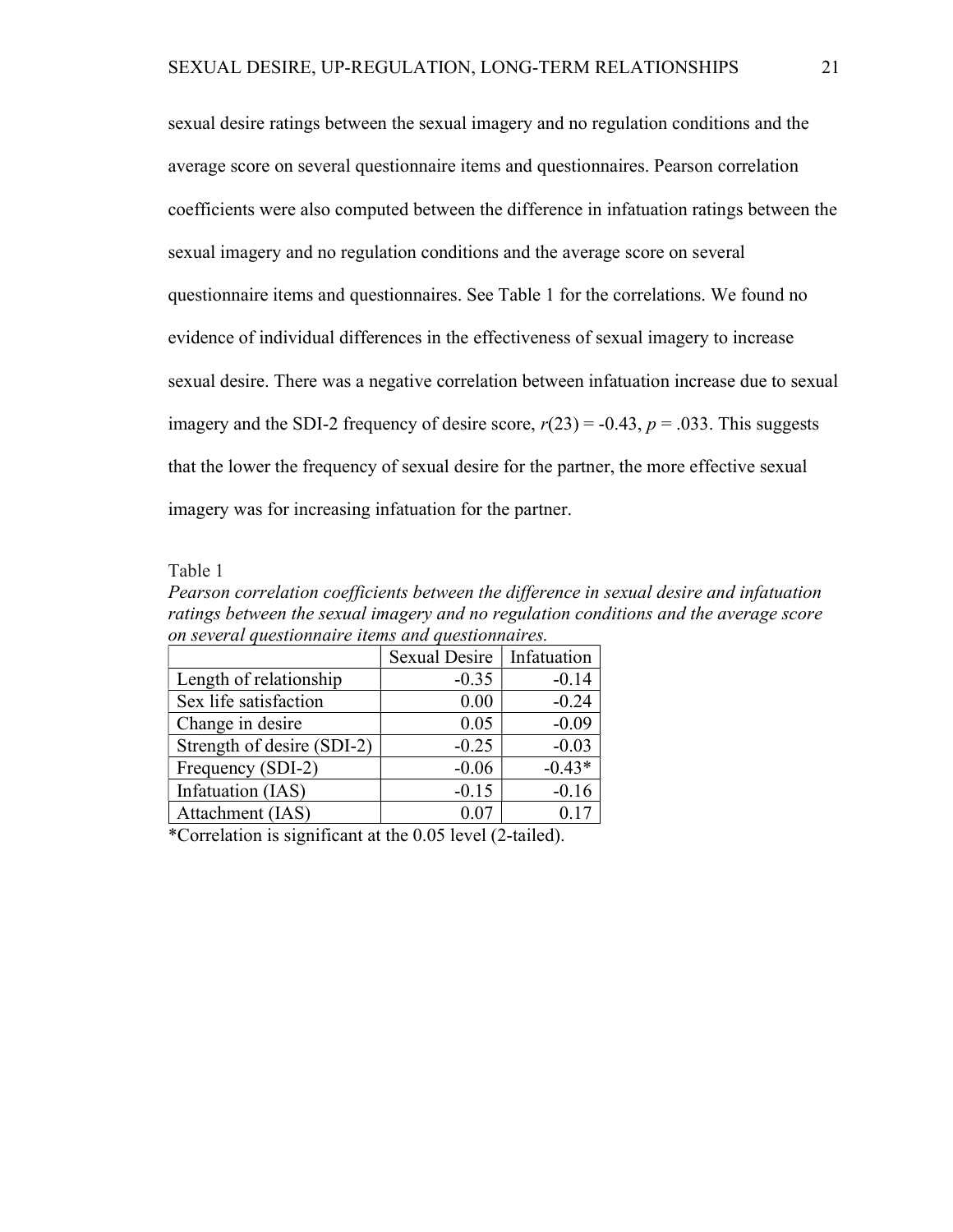sexual desire ratings between the sexual imagery and no regulation conditions and the average score on several questionnaire items and questionnaires. Pearson correlation coefficients were also computed between the difference in infatuation ratings between the sexual imagery and no regulation conditions and the average score on several questionnaire items and questionnaires. See Table 1 for the correlations. We found no evidence of individual differences in the effectiveness of sexual imagery to increase sexual desire. There was a negative correlation between infatuation increase due to sexual imagery and the SDI-2 frequency of desire score, $r(23) = -0.43$, $p = .033$. This suggests that the lower the frequency of sexual desire for the partner, the more effective sexual imagery was for increasing infatuation for the partner.

Table 1

*Pearson correlation coefficients between the difference in sexual desire and infatuation ratings between the sexual imagery and no regulation conditions and the average score on several questionnaire items and questionnaires.*

| | Sexual Desire | Infatuation |
|---|---|---|
| Length of relationship | -0.35 | -0.14 |
| Sex life satisfaction | 0.00 | -0.24 |
| Change in desire | 0.05 | -0.09 |
| Strength of desire (SDI-2) | -0.25 | -0.03 |
| Frequency (SDI-2) | -0.06 | -0.43* |
| Infatuation (IAS) | -0.15 | -0.16 |
| Attachment (IAS) | 0.07 | 0.17 |

*Correlation is significant at the 0.05 level (2-tailed).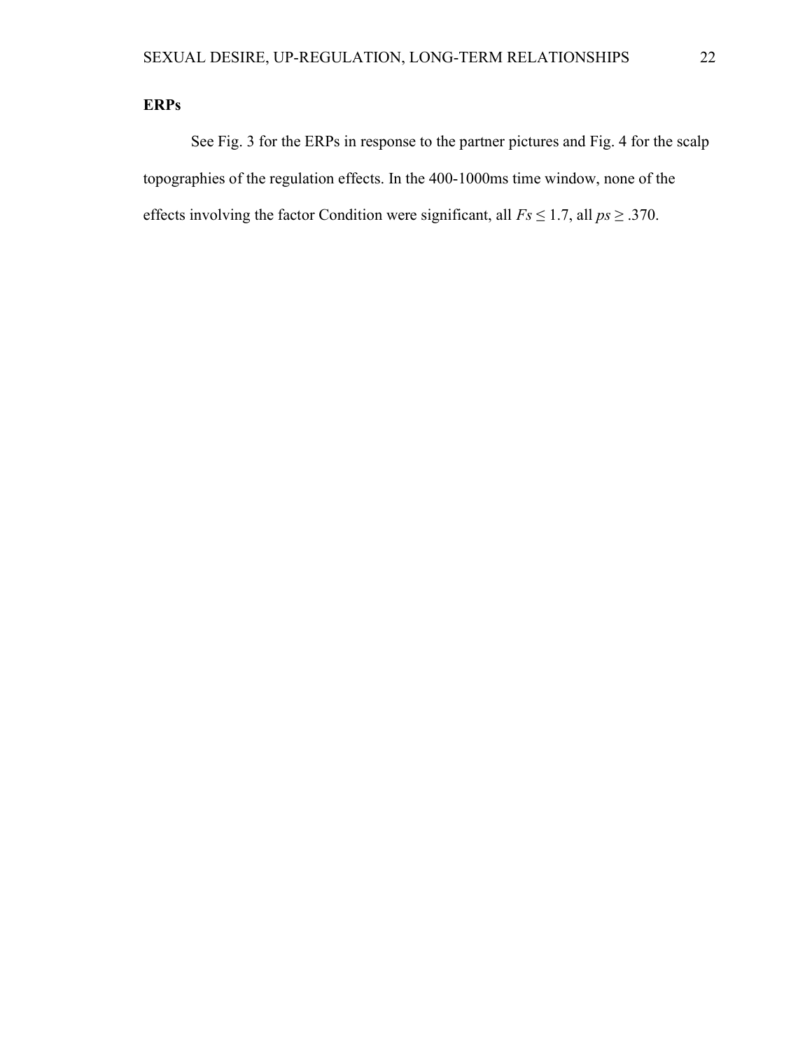**ERPs**

See Fig. 3 for the ERPs in response to the partner pictures and Fig. 4 for the scalp topographies of the regulation effects. In the 400-1000ms time window, none of the effects involving the factor Condition were significant, all $Fs \leq 1.7$, all $ps \geq .370$.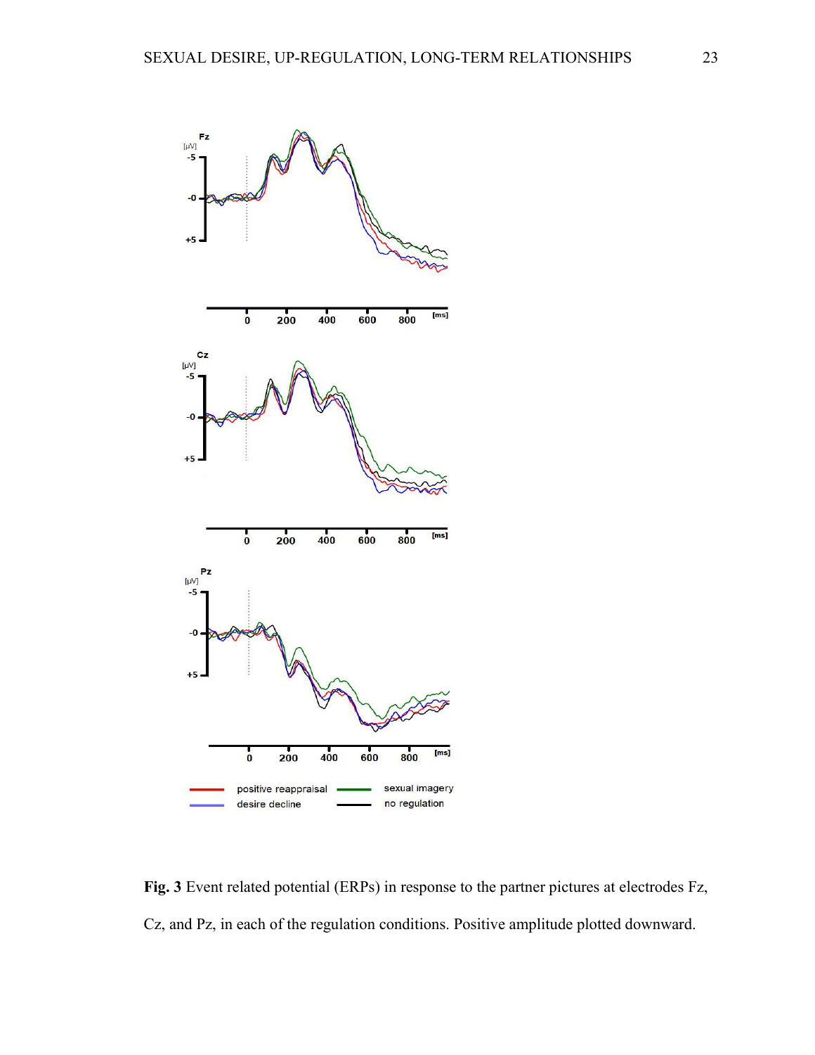**Fig. 3** Event related potential (ERPs) in response to the partner pictures at electrodes Fz, Cz, and Pz, in each of the regulation conditions. Positive amplitude plotted downward.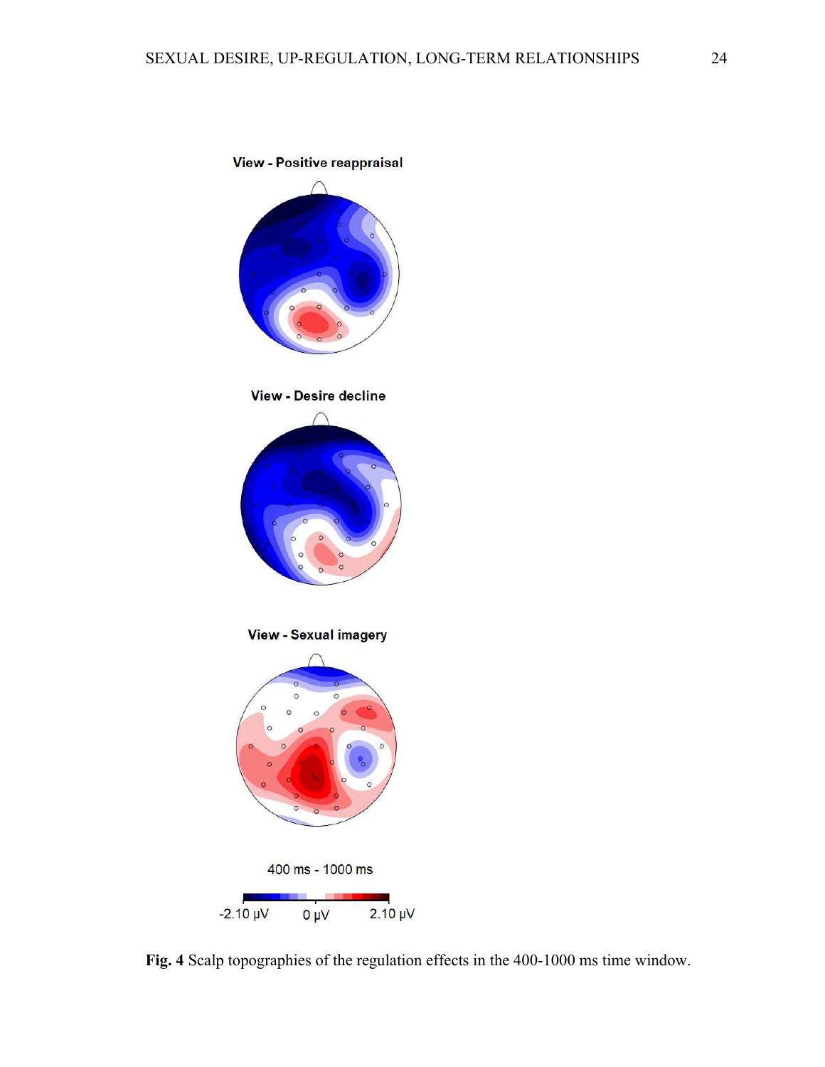View - Positive reappraisal

View - Desire decline

View - Sexual imagery

400 ms - 1000 ms

-2.10 µV 0 µV 2.10 µV

**Fig. 4** Scalp topographies of the regulation effects in the 400-1000 ms time window.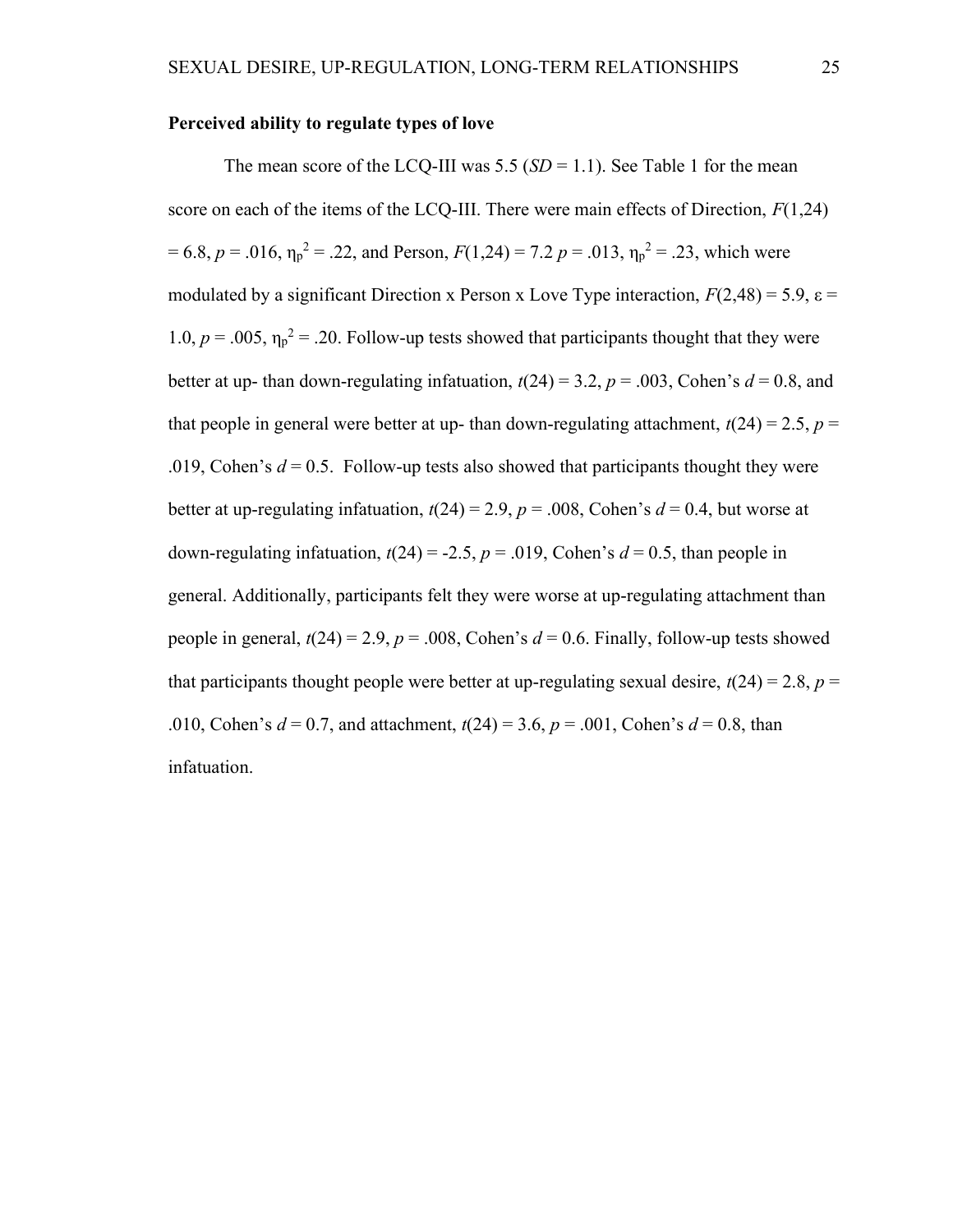**Perceived ability to regulate types of love**

The mean score of the LCQ-III was 5.5 (*SD* = 1.1). See Table 1 for the mean score on each of the items of the LCQ-III. There were main effects of Direction, $F(1,24) = 6.8$, $p = .016$, $\eta_p^2 = .22$, and Person, $F(1,24) = 7.2$ $p = .013$, $\eta_p^2 = .23$, which were modulated by a significant Direction x Person x Love Type interaction, $F(2,48) = 5.9$, $\varepsilon = 1.0$, $p = .005$, $\eta_p^2 = .20$. Follow-up tests showed that participants thought that they were better at up- than down-regulating infatuation, $t(24) = 3.2$, $p = .003$, Cohen's $d = 0.8$, and that people in general were better at up- than down-regulating attachment, $t(24) = 2.5$, $p = .019$, Cohen's $d = 0.5$. Follow-up tests also showed that participants thought they were better at up-regulating infatuation, $t(24) = 2.9$, $p = .008$, Cohen's $d = 0.4$, but worse at down-regulating infatuation, $t(24) = -2.5$, $p = .019$, Cohen's $d = 0.5$, than people in general. Additionally, participants felt they were worse at up-regulating attachment than people in general, $t(24) = 2.9$, $p = .008$, Cohen's $d = 0.6$. Finally, follow-up tests showed that participants thought people were better at up-regulating sexual desire, $t(24) = 2.8$, $p = .010$, Cohen's $d = 0.7$, and attachment, $t(24) = 3.6$, $p = .001$, Cohen's $d = 0.8$, than infatuation.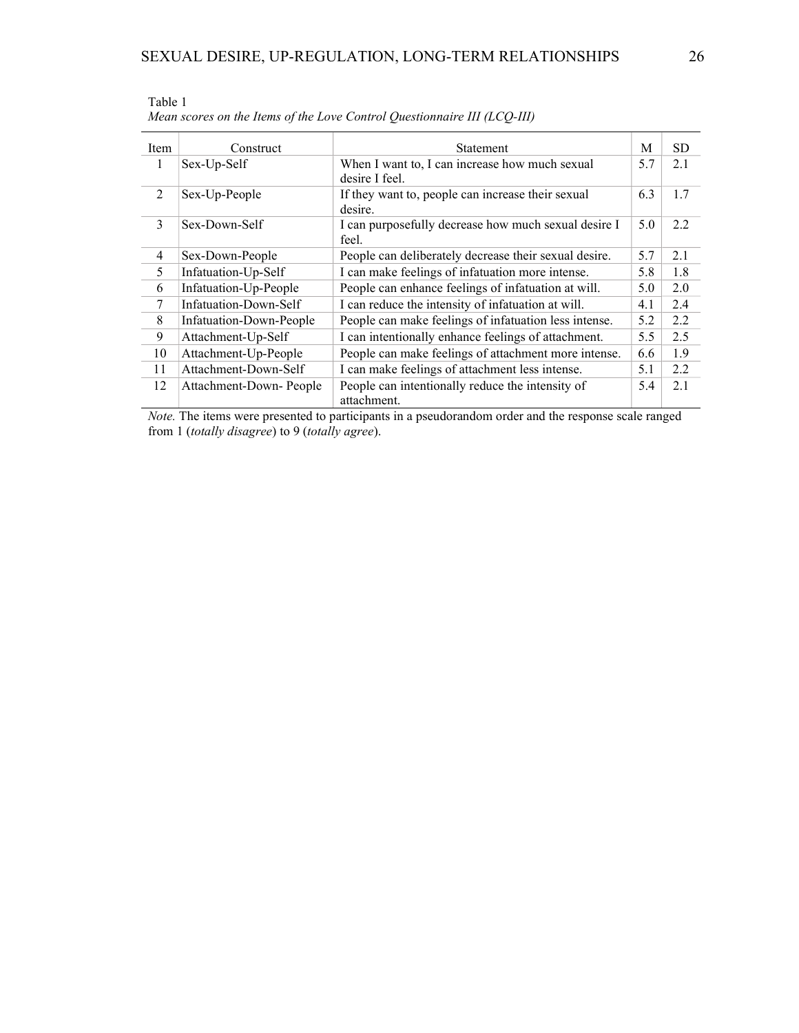Table 1

*Mean scores on the Items of the Love Control Questionnaire III (LCQ-III)*

| Item | Construct | Statement | M | SD |
|---|---|---|---|---|
| 1 | Sex-Up-Self | When I want to, I can increase how much sexual desire I feel. | 5.7 | 2.1 |
| 2 | Sex-Up-People | If they want to, people can increase their sexual desire. | 6.3 | 1.7 |
| 3 | Sex-Down-Self | I can purposefully decrease how much sexual desire I feel. | 5.0 | 2.2 |
| 4 | Sex-Down-People | People can deliberately decrease their sexual desire. | 5.7 | 2.1 |
| 5 | Infatuation-Up-Self | I can make feelings of infatuation more intense. | 5.8 | 1.8 |
| 6 | Infatuation-Up-People | People can enhance feelings of infatuation at will. | 5.0 | 2.0 |
| 7 | Infatuation-Down-Self | I can reduce the intensity of infatuation at will. | 4.1 | 2.4 |
| 8 | Infatuation-Down-People | People can make feelings of infatuation less intense. | 5.2 | 2.2 |
| 9 | Attachment-Up-Self | I can intentionally enhance feelings of attachment. | 5.5 | 2.5 |
| 10 | Attachment-Up-People | People can make feelings of attachment more intense. | 6.6 | 1.9 |
| 11 | Attachment-Down-Self | I can make feelings of attachment less intense. | 5.1 | 2.2 |
| 12 | Attachment-Down- People | People can intentionally reduce the intensity of attachment. | 5.4 | 2.1 |

*Note.* The items were presented to participants in a pseudorandom order and the response scale ranged from 1 (*totally disagree*) to 9 (*totally agree*).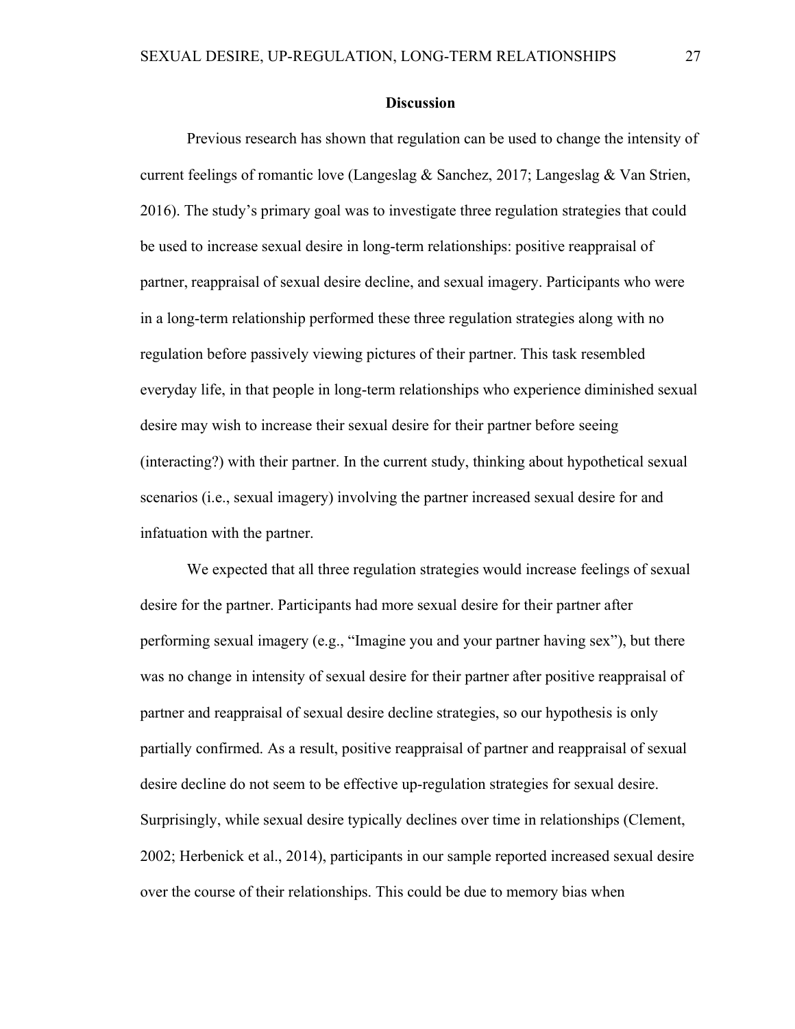## Discussion

Previous research has shown that regulation can be used to change the intensity of current feelings of romantic love (Langeslag & Sanchez, 2017; Langeslag & Van Strien, 2016). The study's primary goal was to investigate three regulation strategies that could be used to increase sexual desire in long-term relationships: positive reappraisal of partner, reappraisal of sexual desire decline, and sexual imagery. Participants who were in a long-term relationship performed these three regulation strategies along with no regulation before passively viewing pictures of their partner. This task resembled everyday life, in that people in long-term relationships who experience diminished sexual desire may wish to increase their sexual desire for their partner before seeing (interacting?) with their partner. In the current study, thinking about hypothetical sexual scenarios (i.e., sexual imagery) involving the partner increased sexual desire for and infatuation with the partner.

We expected that all three regulation strategies would increase feelings of sexual desire for the partner. Participants had more sexual desire for their partner after performing sexual imagery (e.g., "Imagine you and your partner having sex"), but there was no change in intensity of sexual desire for their partner after positive reappraisal of partner and reappraisal of sexual desire decline strategies, so our hypothesis is only partially confirmed. As a result, positive reappraisal of partner and reappraisal of sexual desire decline do not seem to be effective up-regulation strategies for sexual desire. Surprisingly, while sexual desire typically declines over time in relationships (Clement, 2002; Herbenick et al., 2014), participants in our sample reported increased sexual desire over the course of their relationships. This could be due to memory bias when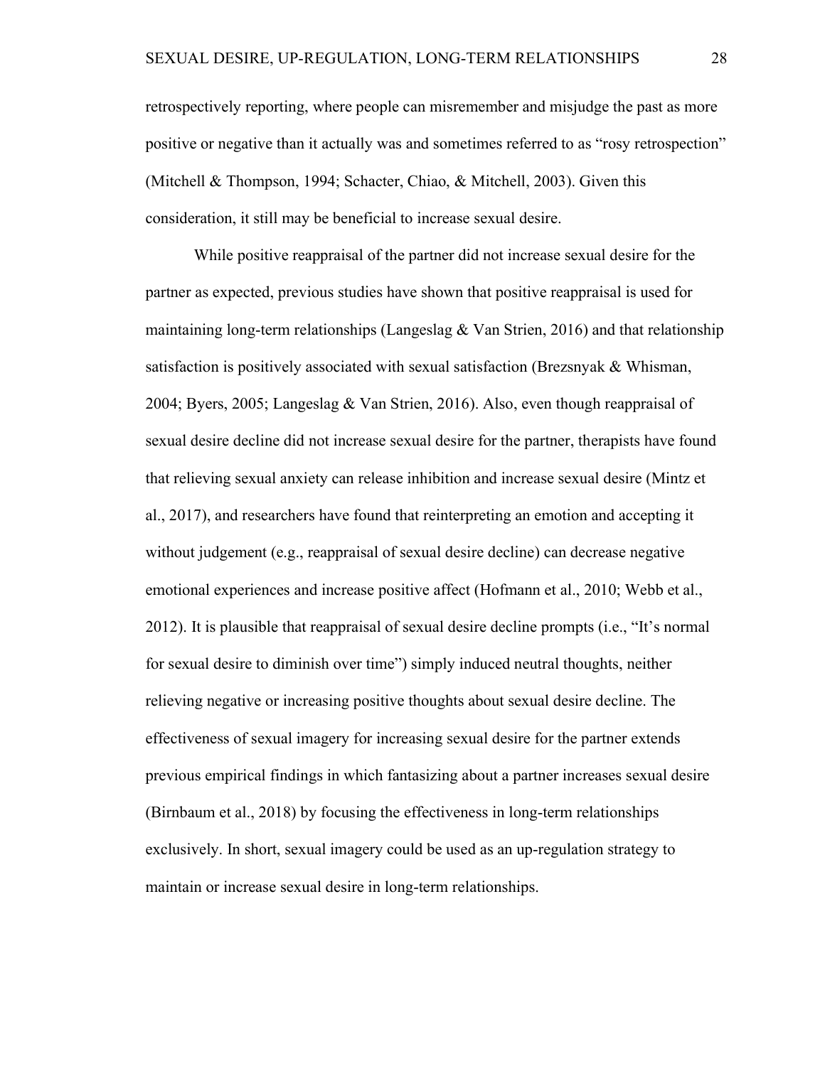retrospectively reporting, where people can misremember and misjudge the past as more positive or negative than it actually was and sometimes referred to as "rosy retrospection" (Mitchell & Thompson, 1994; Schacter, Chiao, & Mitchell, 2003). Given this consideration, it still may be beneficial to increase sexual desire.

While positive reappraisal of the partner did not increase sexual desire for the partner as expected, previous studies have shown that positive reappraisal is used for maintaining long-term relationships (Langeslag & Van Strien, 2016) and that relationship satisfaction is positively associated with sexual satisfaction (Brezsnyak & Whisman, 2004; Byers, 2005; Langeslag & Van Strien, 2016). Also, even though reappraisal of sexual desire decline did not increase sexual desire for the partner, therapists have found that relieving sexual anxiety can release inhibition and increase sexual desire (Mintz et al., 2017), and researchers have found that reinterpreting an emotion and accepting it without judgement (e.g., reappraisal of sexual desire decline) can decrease negative emotional experiences and increase positive affect (Hofmann et al., 2010; Webb et al., 2012). It is plausible that reappraisal of sexual desire decline prompts (i.e., "It's normal for sexual desire to diminish over time") simply induced neutral thoughts, neither relieving negative or increasing positive thoughts about sexual desire decline. The effectiveness of sexual imagery for increasing sexual desire for the partner extends previous empirical findings in which fantasizing about a partner increases sexual desire (Birnbaum et al., 2018) by focusing the effectiveness in long-term relationships exclusively. In short, sexual imagery could be used as an up-regulation strategy to maintain or increase sexual desire in long-term relationships.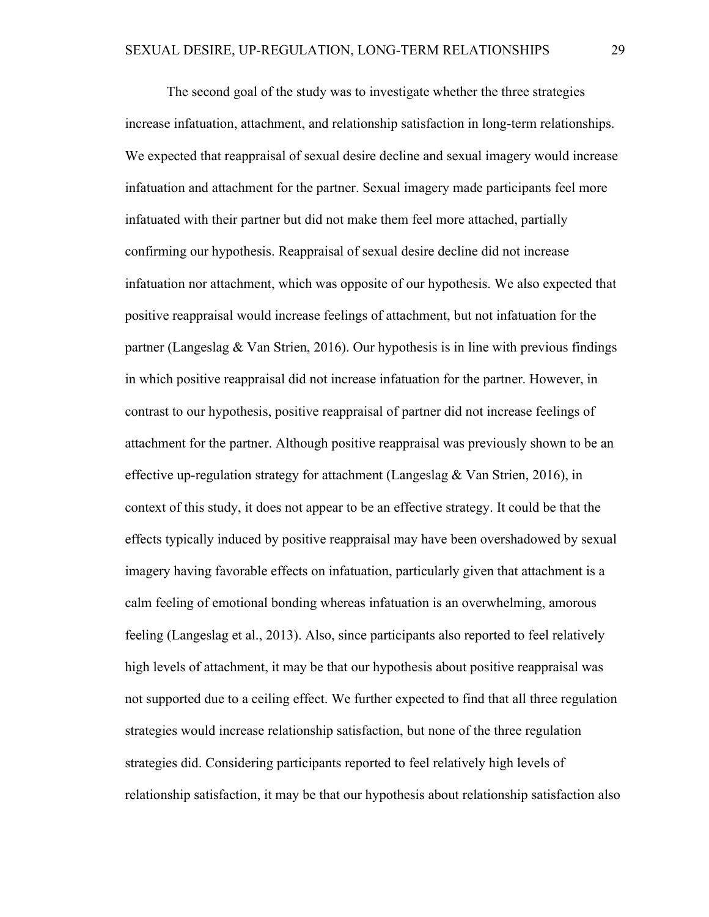The second goal of the study was to investigate whether the three strategies increase infatuation, attachment, and relationship satisfaction in long-term relationships. We expected that reappraisal of sexual desire decline and sexual imagery would increase infatuation and attachment for the partner. Sexual imagery made participants feel more infatuated with their partner but did not make them feel more attached, partially confirming our hypothesis. Reappraisal of sexual desire decline did not increase infatuation nor attachment, which was opposite of our hypothesis. We also expected that positive reappraisal would increase feelings of attachment, but not infatuation for the partner (Langeslag & Van Strien, 2016). Our hypothesis is in line with previous findings in which positive reappraisal did not increase infatuation for the partner. However, in contrast to our hypothesis, positive reappraisal of partner did not increase feelings of attachment for the partner. Although positive reappraisal was previously shown to be an effective up-regulation strategy for attachment (Langeslag & Van Strien, 2016), in context of this study, it does not appear to be an effective strategy. It could be that the effects typically induced by positive reappraisal may have been overshadowed by sexual imagery having favorable effects on infatuation, particularly given that attachment is a calm feeling of emotional bonding whereas infatuation is an overwhelming, amorous feeling (Langeslag et al., 2013). Also, since participants also reported to feel relatively high levels of attachment, it may be that our hypothesis about positive reappraisal was not supported due to a ceiling effect. We further expected to find that all three regulation strategies would increase relationship satisfaction, but none of the three regulation strategies did. Considering participants reported to feel relatively high levels of relationship satisfaction, it may be that our hypothesis about relationship satisfaction also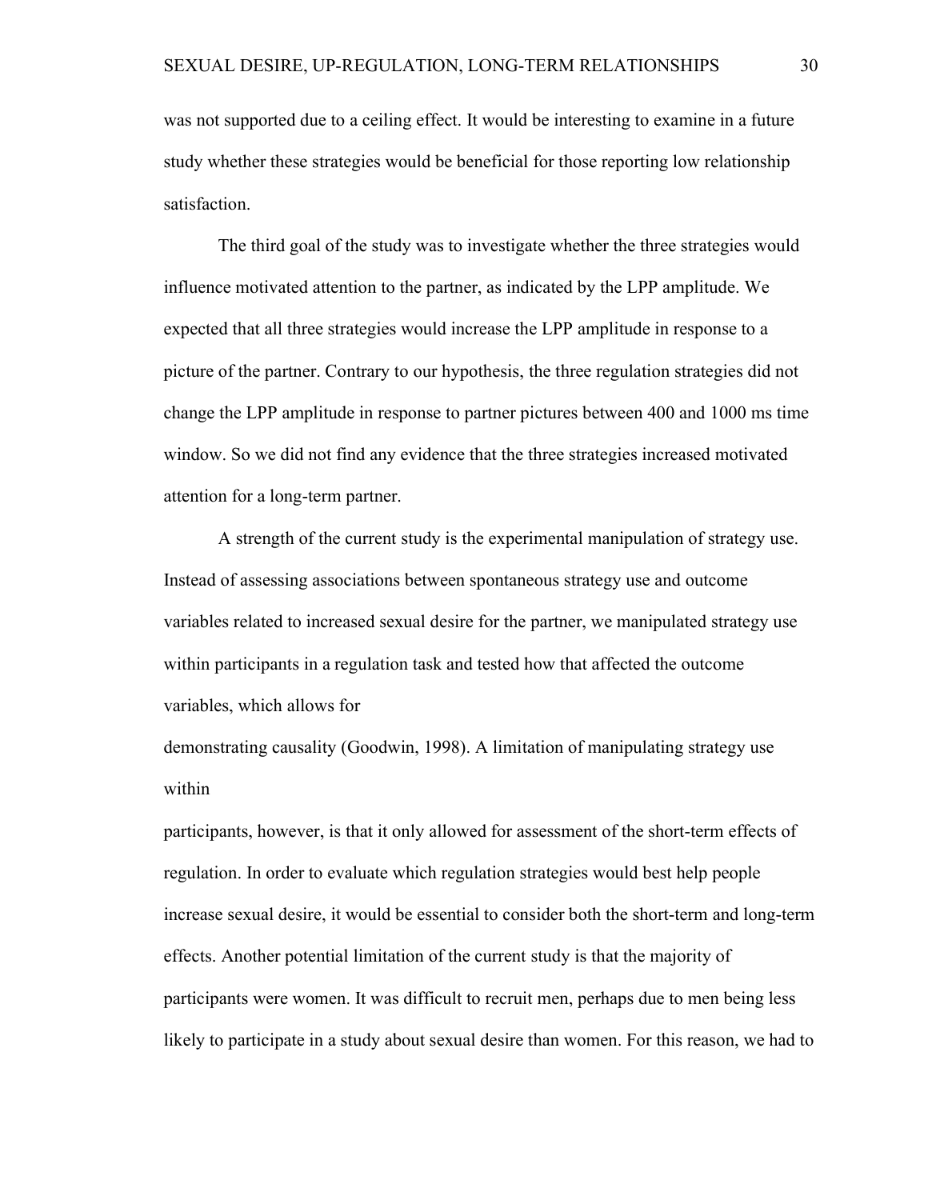was not supported due to a ceiling effect. It would be interesting to examine in a future study whether these strategies would be beneficial for those reporting low relationship satisfaction.

The third goal of the study was to investigate whether the three strategies would influence motivated attention to the partner, as indicated by the LPP amplitude. We expected that all three strategies would increase the LPP amplitude in response to a picture of the partner. Contrary to our hypothesis, the three regulation strategies did not change the LPP amplitude in response to partner pictures between 400 and 1000 ms time window. So we did not find any evidence that the three strategies increased motivated attention for a long-term partner.

A strength of the current study is the experimental manipulation of strategy use. Instead of assessing associations between spontaneous strategy use and outcome variables related to increased sexual desire for the partner, we manipulated strategy use within participants in a regulation task and tested how that affected the outcome variables, which allows for demonstrating causality (Goodwin, 1998). A limitation of manipulating strategy use within participants, however, is that it only allowed for assessment of the short-term effects of regulation. In order to evaluate which regulation strategies would best help people increase sexual desire, it would be essential to consider both the short-term and long-term effects. Another potential limitation of the current study is that the majority of participants were women. It was difficult to recruit men, perhaps due to men being less likely to participate in a study about sexual desire than women. For this reason, we had to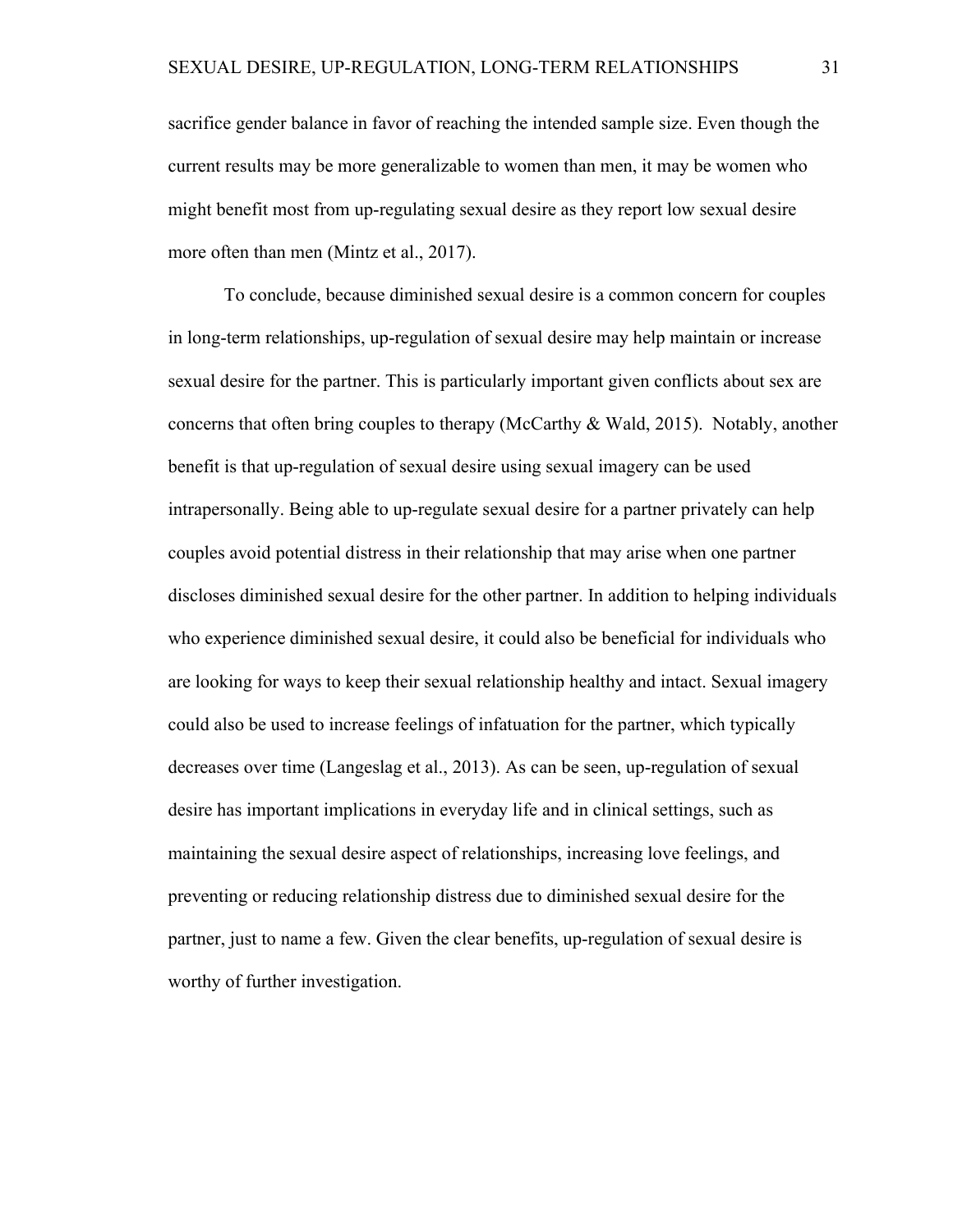sacrifice gender balance in favor of reaching the intended sample size. Even though the current results may be more generalizable to women than men, it may be women who might benefit most from up-regulating sexual desire as they report low sexual desire more often than men (Mintz et al., 2017).

To conclude, because diminished sexual desire is a common concern for couples in long-term relationships, up-regulation of sexual desire may help maintain or increase sexual desire for the partner. This is particularly important given conflicts about sex are concerns that often bring couples to therapy (McCarthy & Wald, 2015). Notably, another benefit is that up-regulation of sexual desire using sexual imagery can be used intrapersonally. Being able to up-regulate sexual desire for a partner privately can help couples avoid potential distress in their relationship that may arise when one partner discloses diminished sexual desire for the other partner. In addition to helping individuals who experience diminished sexual desire, it could also be beneficial for individuals who are looking for ways to keep their sexual relationship healthy and intact. Sexual imagery could also be used to increase feelings of infatuation for the partner, which typically decreases over time (Langeslag et al., 2013). As can be seen, up-regulation of sexual desire has important implications in everyday life and in clinical settings, such as maintaining the sexual desire aspect of relationships, increasing love feelings, and preventing or reducing relationship distress due to diminished sexual desire for the partner, just to name a few. Given the clear benefits, up-regulation of sexual desire is worthy of further investigation.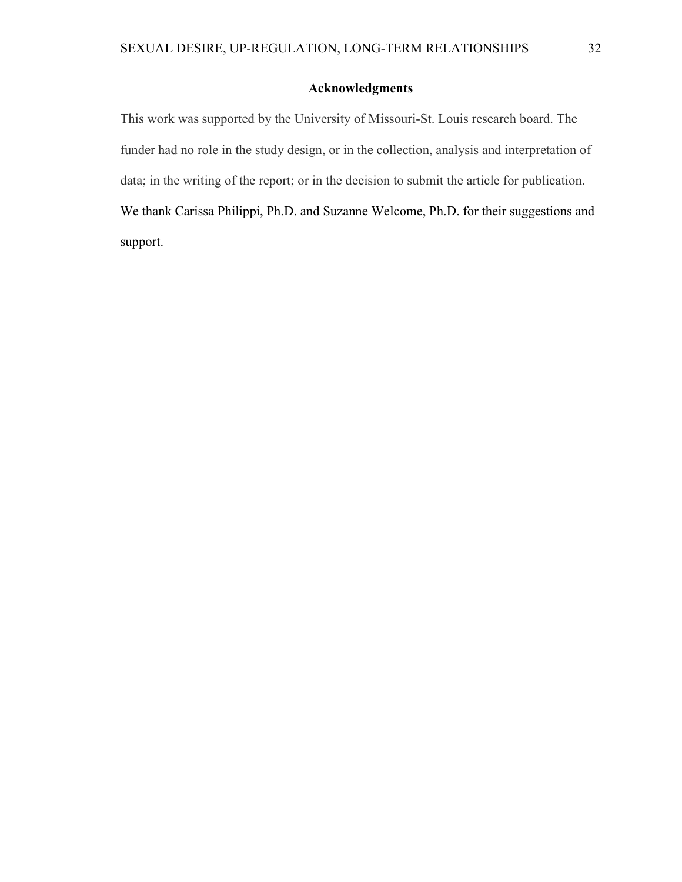## Acknowledgments

~~This work was su~~pported by the University of Missouri-St. Louis research board. The funder had no role in the study design, or in the collection, analysis and interpretation of data; in the writing of the report; or in the decision to submit the article for publication. We thank Carissa Philippi, Ph.D. and Suzanne Welcome, Ph.D. for their suggestions and support.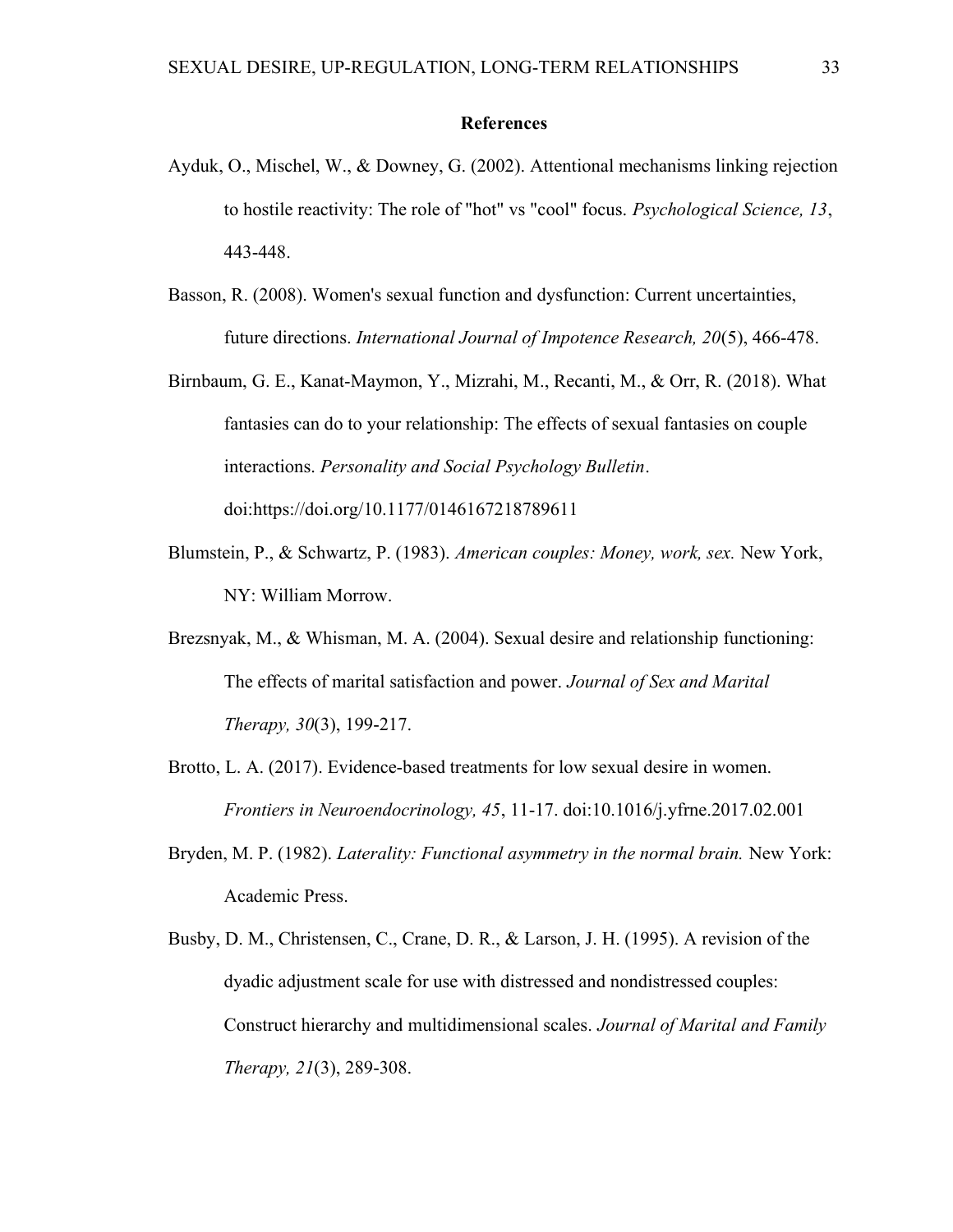## References

Ayduk, O., Mischel, W., & Downey, G. (2002). Attentional mechanisms linking rejection to hostile reactivity: The role of "hot" vs "cool" focus. *Psychological Science, 13*, 443-448.

Basson, R. (2008). Women's sexual function and dysfunction: Current uncertainties, future directions. *International Journal of Impotence Research, 20*(5), 466-478.

Birnbaum, G. E., Kanat-Maymon, Y., Mizrahi, M., Recanti, M., & Orr, R. (2018). What fantasies can do to your relationship: The effects of sexual fantasies on couple interactions. *Personality and Social Psychology Bulletin*. doi:https://doi.org/10.1177/0146167218789611

Blumstein, P., & Schwartz, P. (1983). *American couples: Money, work, sex.* New York, NY: William Morrow.

Brezsnyak, M., & Whisman, M. A. (2004). Sexual desire and relationship functioning: The effects of marital satisfaction and power. *Journal of Sex and Marital Therapy, 30*(3), 199-217.

Brotto, L. A. (2017). Evidence-based treatments for low sexual desire in women. *Frontiers in Neuroendocrinology, 45*, 11-17. doi:10.1016/j.yfrne.2017.02.001

Bryden, M. P. (1982). *Laterality: Functional asymmetry in the normal brain.* New York: Academic Press.

Busby, D. M., Christensen, C., Crane, D. R., & Larson, J. H. (1995). A revision of the dyadic adjustment scale for use with distressed and nondistressed couples: Construct hierarchy and multidimensional scales. *Journal of Marital and Family Therapy, 21*(3), 289-308.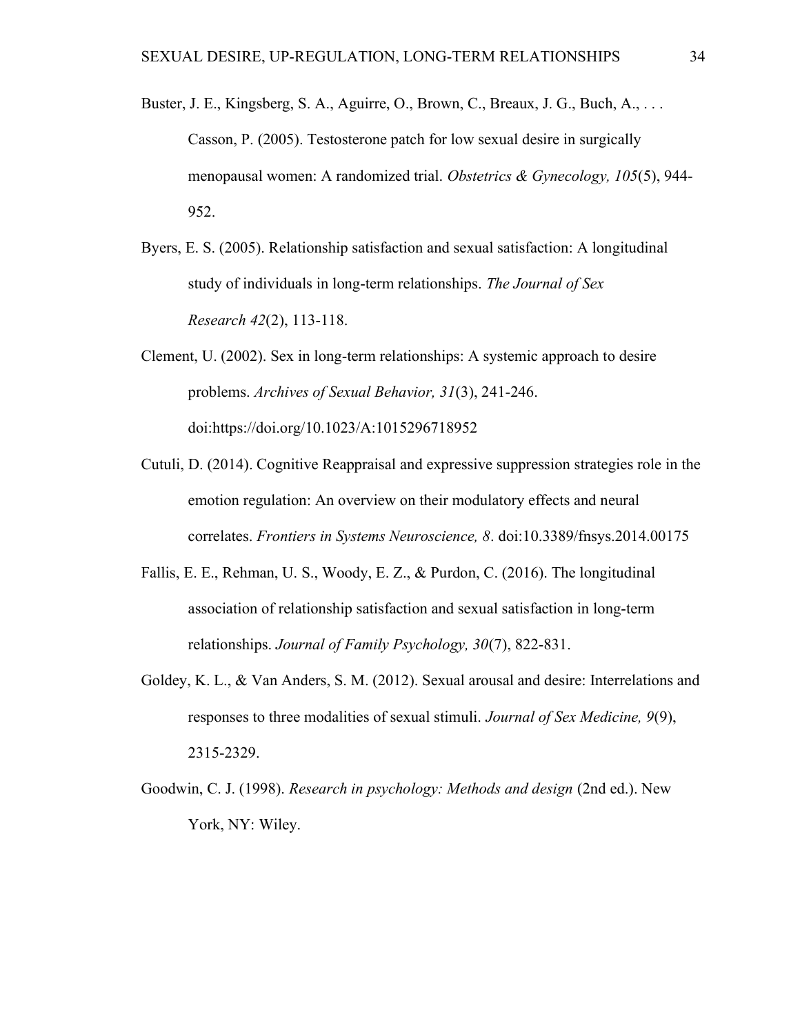Buster, J. E., Kingsberg, S. A., Aguirre, O., Brown, C., Breaux, J. G., Buch, A., . . . Casson, P. (2005). Testosterone patch for low sexual desire in surgically menopausal women: A randomized trial. *Obstetrics & Gynecology, 105*(5), 944-952.

Byers, E. S. (2005). Relationship satisfaction and sexual satisfaction: A longitudinal study of individuals in long-term relationships. *The Journal of Sex Research 42*(2), 113-118.

Clement, U. (2002). Sex in long-term relationships: A systemic approach to desire problems. *Archives of Sexual Behavior, 31*(3), 241-246. doi:https://doi.org/10.1023/A:1015296718952

Cutuli, D. (2014). Cognitive Reappraisal and expressive suppression strategies role in the emotion regulation: An overview on their modulatory effects and neural correlates. *Frontiers in Systems Neuroscience, 8*. doi:10.3389/fnsys.2014.00175

Fallis, E. E., Rehman, U. S., Woody, E. Z., & Purdon, C. (2016). The longitudinal association of relationship satisfaction and sexual satisfaction in long-term relationships. *Journal of Family Psychology, 30*(7), 822-831.

Goldey, K. L., & Van Anders, S. M. (2012). Sexual arousal and desire: Interrelations and responses to three modalities of sexual stimuli. *Journal of Sex Medicine, 9*(9), 2315-2329.

Goodwin, C. J. (1998). *Research in psychology: Methods and design* (2nd ed.). New York, NY: Wiley.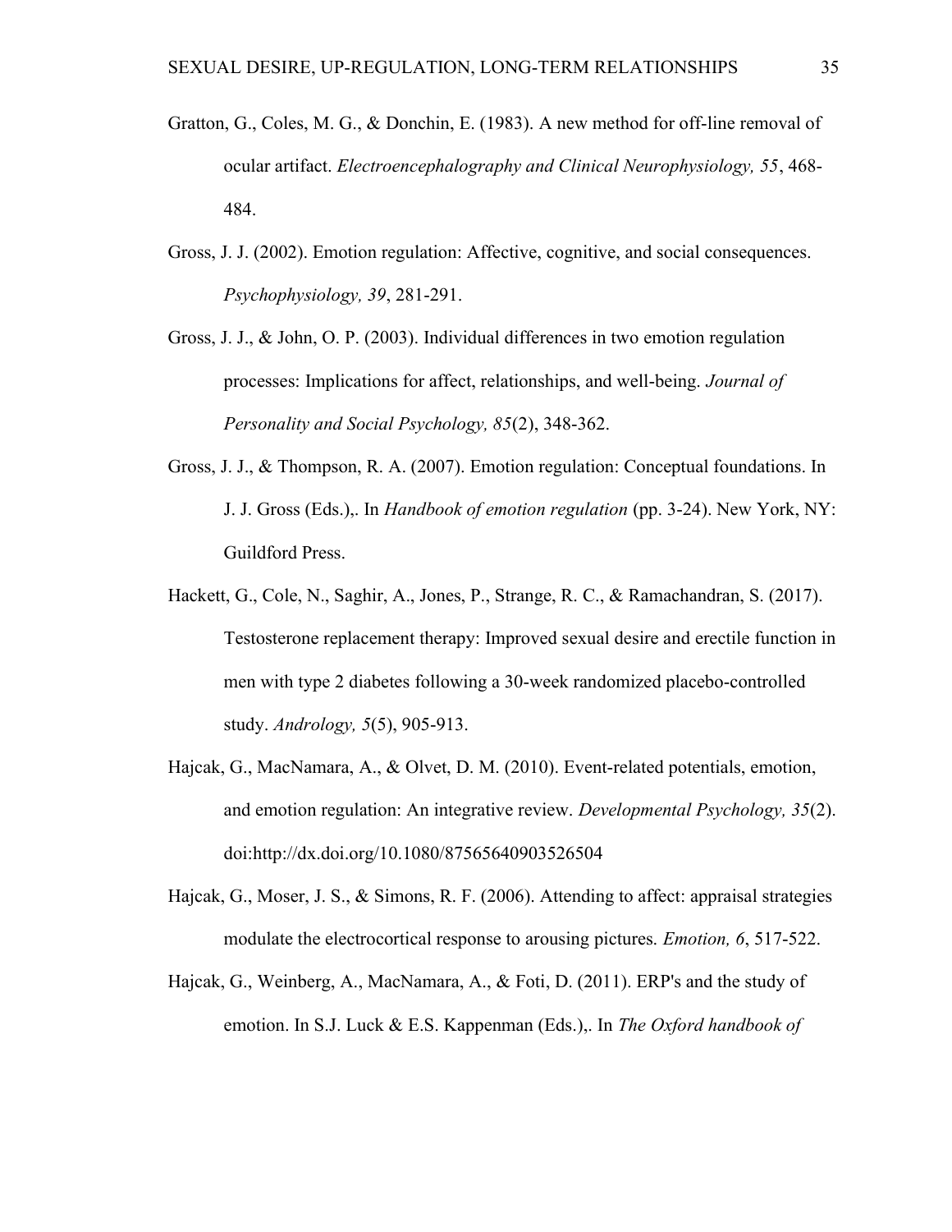Gratton, G., Coles, M. G., & Donchin, E. (1983). A new method for off-line removal of ocular artifact. *Electroencephalography and Clinical Neurophysiology, 55*, 468-484.

Gross, J. J. (2002). Emotion regulation: Affective, cognitive, and social consequences. *Psychophysiology, 39*, 281-291.

Gross, J. J., & John, O. P. (2003). Individual differences in two emotion regulation processes: Implications for affect, relationships, and well-being. *Journal of Personality and Social Psychology, 85*(2), 348-362.

Gross, J. J., & Thompson, R. A. (2007). Emotion regulation: Conceptual foundations. In J. J. Gross (Eds.),. In *Handbook of emotion regulation* (pp. 3-24). New York, NY: Guildford Press.

Hackett, G., Cole, N., Saghir, A., Jones, P., Strange, R. C., & Ramachandran, S. (2017). Testosterone replacement therapy: Improved sexual desire and erectile function in men with type 2 diabetes following a 30-week randomized placebo-controlled study. *Andrology, 5*(5), 905-913.

Hajcak, G., MacNamara, A., & Olvet, D. M. (2010). Event-related potentials, emotion, and emotion regulation: An integrative review. *Developmental Psychology, 35*(2). doi:http://dx.doi.org/10.1080/87565640903526504

Hajcak, G., Moser, J. S., & Simons, R. F. (2006). Attending to affect: appraisal strategies modulate the electrocortical response to arousing pictures. *Emotion, 6*, 517-522.

Hajcak, G., Weinberg, A., MacNamara, A., & Foti, D. (2011). ERP's and the study of emotion. In S.J. Luck & E.S. Kappenman (Eds.),. In *The Oxford handbook of*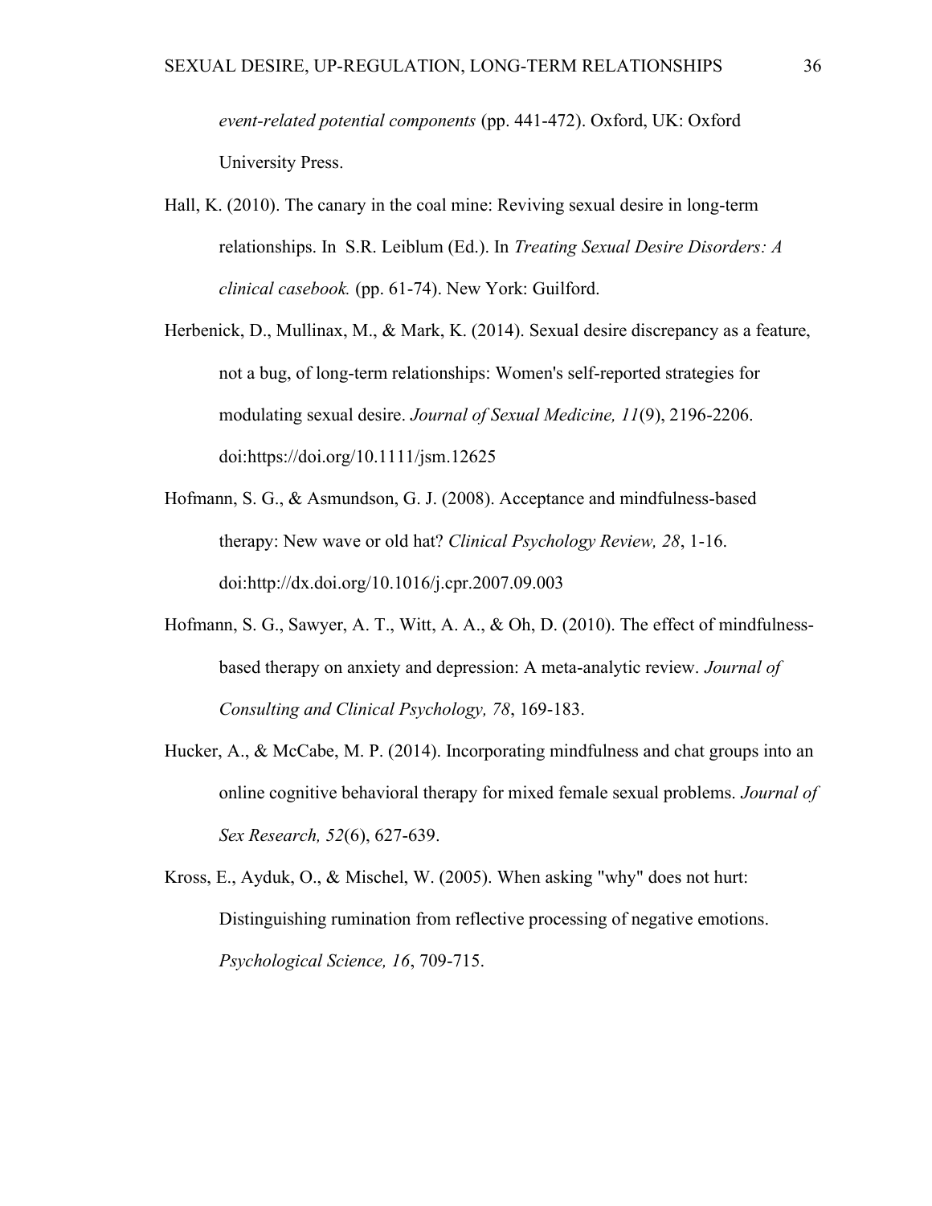*event-related potential components* (pp. 441-472). Oxford, UK: Oxford University Press.

Hall, K. (2010). The canary in the coal mine: Reviving sexual desire in long-term relationships. In S.R. Leiblum (Ed.). In *Treating Sexual Desire Disorders: A clinical casebook.* (pp. 61-74). New York: Guilford.

Herbenick, D., Mullinax, M., & Mark, K. (2014). Sexual desire discrepancy as a feature, not a bug, of long-term relationships: Women's self-reported strategies for modulating sexual desire. *Journal of Sexual Medicine, 11*(9), 2196-2206. doi:https://doi.org/10.1111/jsm.12625

Hofmann, S. G., & Asmundson, G. J. (2008). Acceptance and mindfulness-based therapy: New wave or old hat? *Clinical Psychology Review, 28*, 1-16. doi:http://dx.doi.org/10.1016/j.cpr.2007.09.003

Hofmann, S. G., Sawyer, A. T., Witt, A. A., & Oh, D. (2010). The effect of mindfulness-based therapy on anxiety and depression: A meta-analytic review. *Journal of Consulting and Clinical Psychology, 78*, 169-183.

Hucker, A., & McCabe, M. P. (2014). Incorporating mindfulness and chat groups into an online cognitive behavioral therapy for mixed female sexual problems. *Journal of Sex Research, 52*(6), 627-639.

Kross, E., Ayduk, O., & Mischel, W. (2005). When asking "why" does not hurt: Distinguishing rumination from reflective processing of negative emotions. *Psychological Science, 16*, 709-715.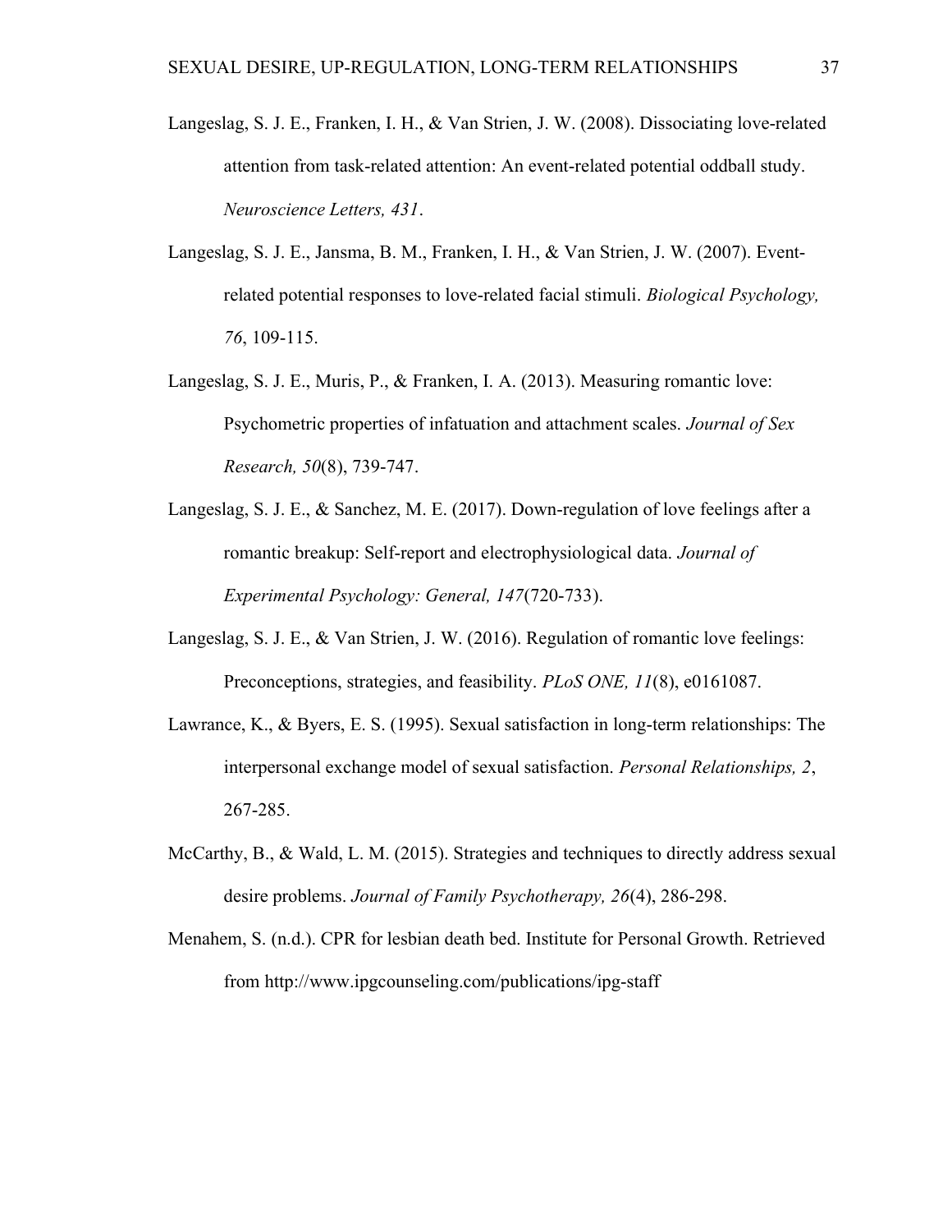Langeslag, S. J. E., Franken, I. H., & Van Strien, J. W. (2008). Dissociating love-related attention from task-related attention: An event-related potential oddball study. *Neuroscience Letters, 431*.

Langeslag, S. J. E., Jansma, B. M., Franken, I. H., & Van Strien, J. W. (2007). Event-related potential responses to love-related facial stimuli. *Biological Psychology, 76*, 109-115.

Langeslag, S. J. E., Muris, P., & Franken, I. A. (2013). Measuring romantic love: Psychometric properties of infatuation and attachment scales. *Journal of Sex Research, 50*(8), 739-747.

Langeslag, S. J. E., & Sanchez, M. E. (2017). Down-regulation of love feelings after a romantic breakup: Self-report and electrophysiological data. *Journal of Experimental Psychology: General, 147*(720-733).

Langeslag, S. J. E., & Van Strien, J. W. (2016). Regulation of romantic love feelings: Preconceptions, strategies, and feasibility. *PLoS ONE, 11*(8), e0161087.

Lawrance, K., & Byers, E. S. (1995). Sexual satisfaction in long-term relationships: The interpersonal exchange model of sexual satisfaction. *Personal Relationships, 2*, 267-285.

McCarthy, B., & Wald, L. M. (2015). Strategies and techniques to directly address sexual desire problems. *Journal of Family Psychotherapy, 26*(4), 286-298.

Menahem, S. (n.d.). CPR for lesbian death bed. Institute for Personal Growth. Retrieved from http://www.ipgcounseling.com/publications/ipg-staff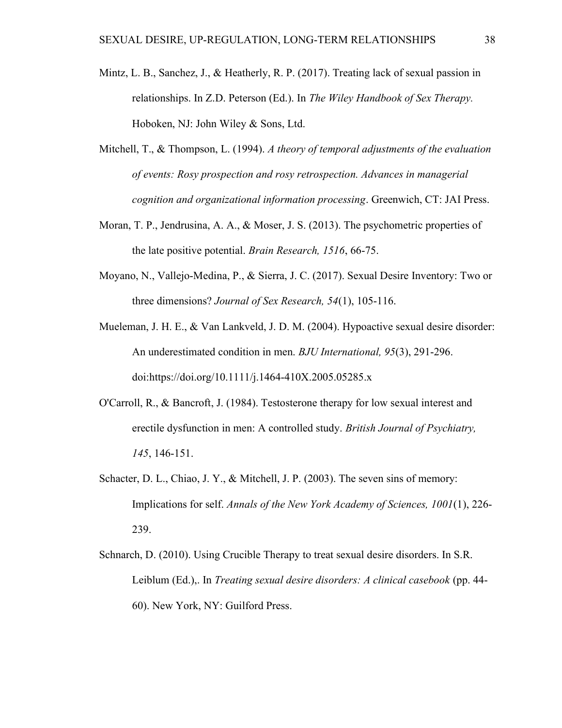Mintz, L. B., Sanchez, J., & Heatherly, R. P. (2017). Treating lack of sexual passion in relationships. In Z.D. Peterson (Ed.). In *The Wiley Handbook of Sex Therapy.* Hoboken, NJ: John Wiley & Sons, Ltd.

Mitchell, T., & Thompson, L. (1994). *A theory of temporal adjustments of the evaluation of events: Rosy prospection and rosy retrospection. Advances in managerial cognition and organizational information processing*. Greenwich, CT: JAI Press.

Moran, T. P., Jendrusina, A. A., & Moser, J. S. (2013). The psychometric properties of the late positive potential. *Brain Research, 1516*, 66-75.

Moyano, N., Vallejo-Medina, P., & Sierra, J. C. (2017). Sexual Desire Inventory: Two or three dimensions? *Journal of Sex Research, 54*(1), 105-116.

Mueleman, J. H. E., & Van Lankveld, J. D. M. (2004). Hypoactive sexual desire disorder: An underestimated condition in men. *BJU International, 95*(3), 291-296. doi:https://doi.org/10.1111/j.1464-410X.2005.05285.x

O'Carroll, R., & Bancroft, J. (1984). Testosterone therapy for low sexual interest and erectile dysfunction in men: A controlled study. *British Journal of Psychiatry, 145*, 146-151.

Schacter, D. L., Chiao, J. Y., & Mitchell, J. P. (2003). The seven sins of memory: Implications for self. *Annals of the New York Academy of Sciences, 1001*(1), 226-239.

Schnarch, D. (2010). Using Crucible Therapy to treat sexual desire disorders. In S.R. Leiblum (Ed.),. In *Treating sexual desire disorders: A clinical casebook* (pp. 44-60). New York, NY: Guilford Press.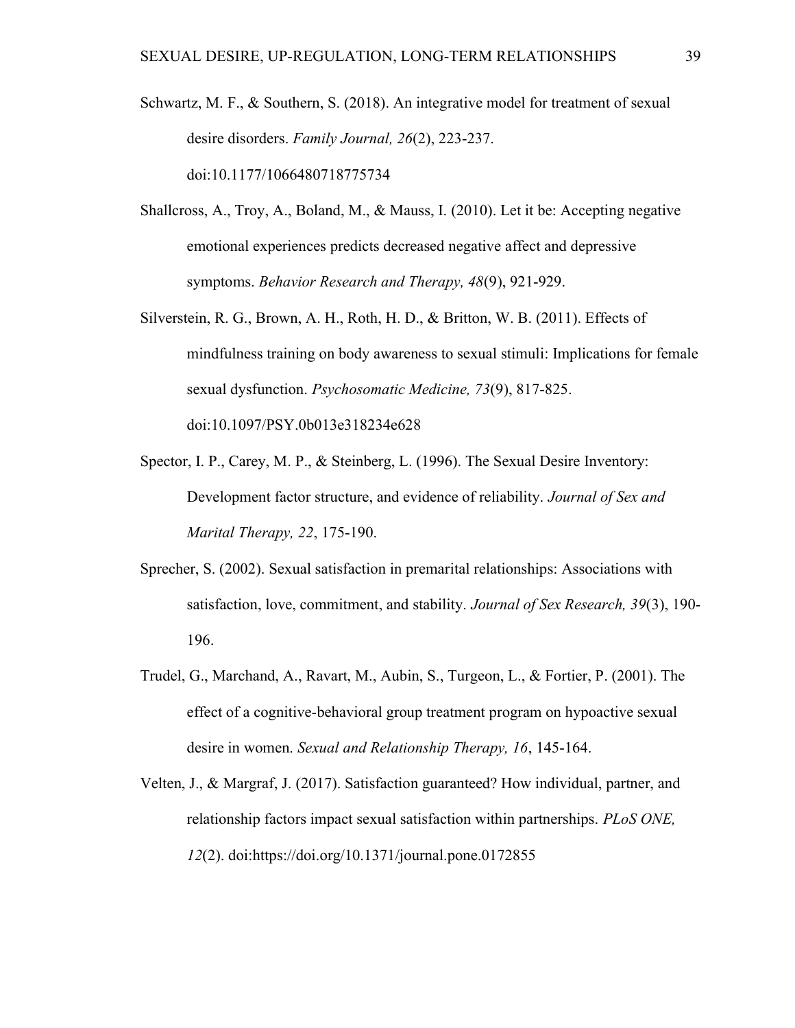Schwartz, M. F., & Southern, S. (2018). An integrative model for treatment of sexual desire disorders. *Family Journal, 26*(2), 223-237. doi:10.1177/1066480718775734

Shallcross, A., Troy, A., Boland, M., & Mauss, I. (2010). Let it be: Accepting negative emotional experiences predicts decreased negative affect and depressive symptoms. *Behavior Research and Therapy, 48*(9), 921-929.

Silverstein, R. G., Brown, A. H., Roth, H. D., & Britton, W. B. (2011). Effects of mindfulness training on body awareness to sexual stimuli: Implications for female sexual dysfunction. *Psychosomatic Medicine, 73*(9), 817-825. doi:10.1097/PSY.0b013e318234e628

Spector, I. P., Carey, M. P., & Steinberg, L. (1996). The Sexual Desire Inventory: Development factor structure, and evidence of reliability. *Journal of Sex and Marital Therapy, 22*, 175-190.

Sprecher, S. (2002). Sexual satisfaction in premarital relationships: Associations with satisfaction, love, commitment, and stability. *Journal of Sex Research, 39*(3), 190-196.

Trudel, G., Marchand, A., Ravart, M., Aubin, S., Turgeon, L., & Fortier, P. (2001). The effect of a cognitive-behavioral group treatment program on hypoactive sexual desire in women. *Sexual and Relationship Therapy, 16*, 145-164.

Velten, J., & Margraf, J. (2017). Satisfaction guaranteed? How individual, partner, and relationship factors impact sexual satisfaction within partnerships. *PLoS ONE, 12*(2). doi:https://doi.org/10.1371/journal.pone.0172855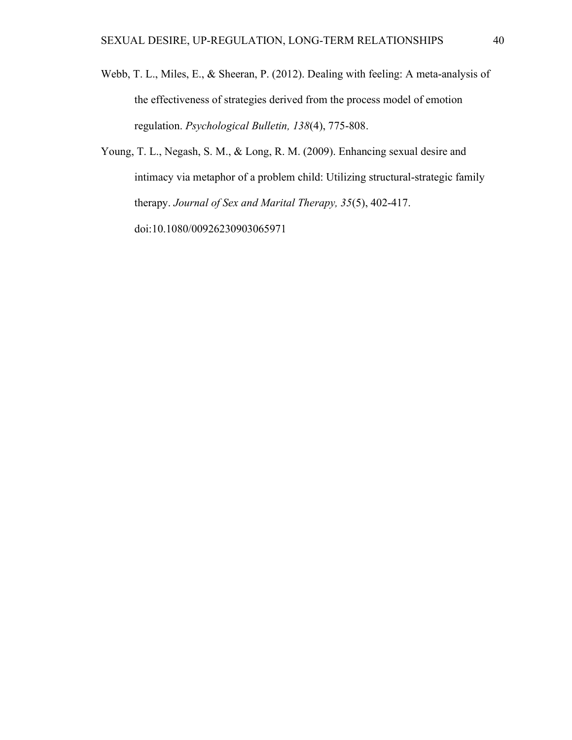Webb, T. L., Miles, E., & Sheeran, P. (2012). Dealing with feeling: A meta-analysis of the effectiveness of strategies derived from the process model of emotion regulation. *Psychological Bulletin, 138*(4), 775-808.

Young, T. L., Negash, S. M., & Long, R. M. (2009). Enhancing sexual desire and intimacy via metaphor of a problem child: Utilizing structural-strategic family therapy. *Journal of Sex and Marital Therapy, 35*(5), 402-417. doi:10.1080/00926230903065971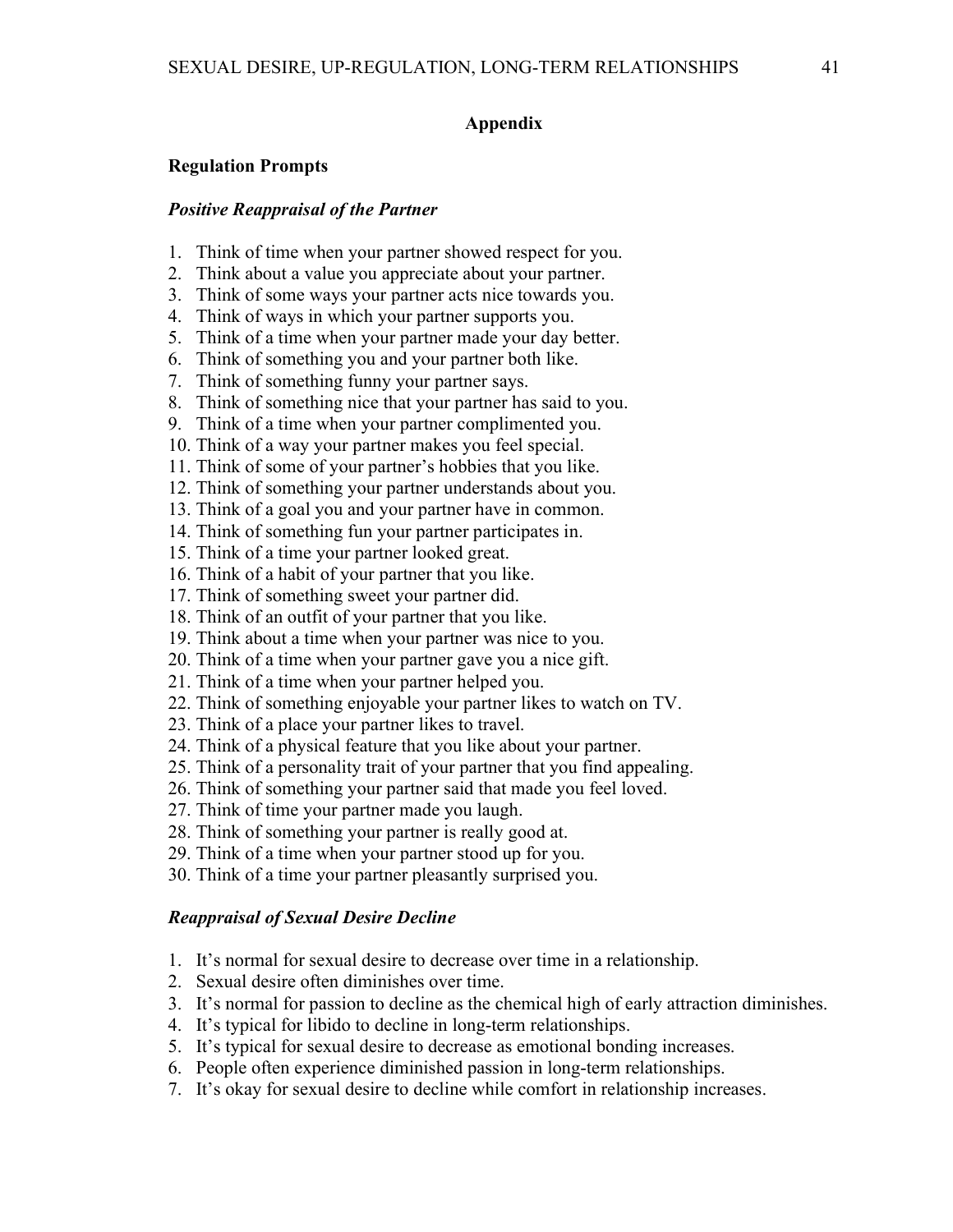## Appendix

### Regulation Prompts

#### *Positive Reappraisal of the Partner*

1. Think of time when your partner showed respect for you.
2. Think about a value you appreciate about your partner.
3. Think of some ways your partner acts nice towards you.
4. Think of ways in which your partner supports you.
5. Think of a time when your partner made your day better.
6. Think of something you and your partner both like.
7. Think of something funny your partner says.
8. Think of something nice that your partner has said to you.
9. Think of a time when your partner complimented you.
10. Think of a way your partner makes you feel special.
11. Think of some of your partner's hobbies that you like.
12. Think of something your partner understands about you.
13. Think of a goal you and your partner have in common.
14. Think of something fun your partner participates in.
15. Think of a time your partner looked great.
16. Think of a habit of your partner that you like.
17. Think of something sweet your partner did.
18. Think of an outfit of your partner that you like.
19. Think about a time when your partner was nice to you.
20. Think of a time when your partner gave you a nice gift.
21. Think of a time when your partner helped you.
22. Think of something enjoyable your partner likes to watch on TV.
23. Think of a place your partner likes to travel.
24. Think of a physical feature that you like about your partner.
25. Think of a personality trait of your partner that you find appealing.
26. Think of something your partner said that made you feel loved.
27. Think of time your partner made you laugh.
28. Think of something your partner is really good at.
29. Think of a time when your partner stood up for you.
30. Think of a time your partner pleasantly surprised you.

#### *Reappraisal of Sexual Desire Decline*

1. It's normal for sexual desire to decrease over time in a relationship.
2. Sexual desire often diminishes over time.
3. It's normal for passion to decline as the chemical high of early attraction diminishes.
4. It's typical for libido to decline in long-term relationships.
5. It's typical for sexual desire to decrease as emotional bonding increases.
6. People often experience diminished passion in long-term relationships.
7. It's okay for sexual desire to decline while comfort in relationship increases.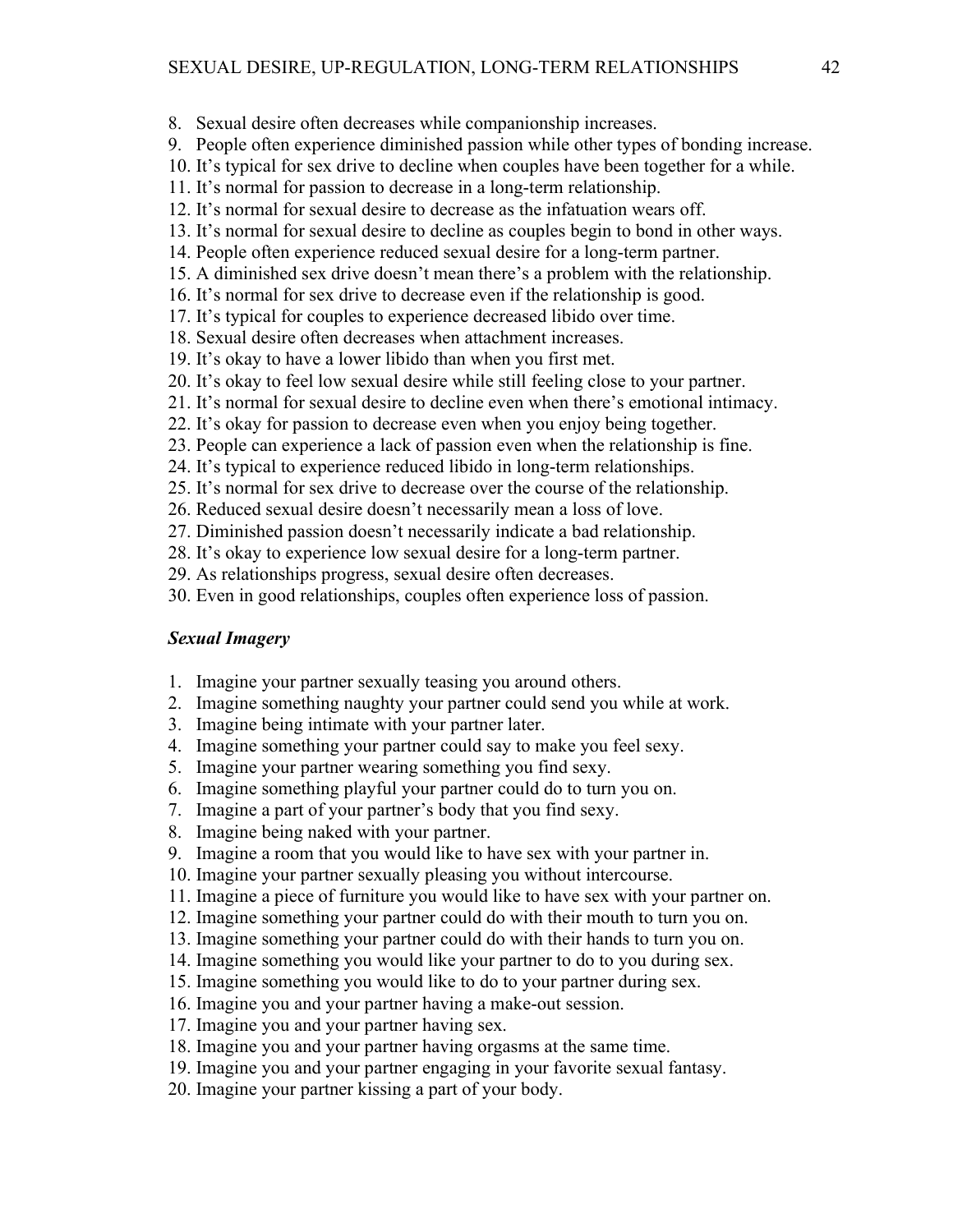8. Sexual desire often decreases while companionship increases.
9. People often experience diminished passion while other types of bonding increase.
10. It's typical for sex drive to decline when couples have been together for a while.
11. It's normal for passion to decrease in a long-term relationship.
12. It's normal for sexual desire to decrease as the infatuation wears off.
13. It's normal for sexual desire to decline as couples begin to bond in other ways.
14. People often experience reduced sexual desire for a long-term partner.
15. A diminished sex drive doesn't mean there's a problem with the relationship.
16. It's normal for sex drive to decrease even if the relationship is good.
17. It's typical for couples to experience decreased libido over time.
18. Sexual desire often decreases when attachment increases.
19. It's okay to have a lower libido than when you first met.
20. It's okay to feel low sexual desire while still feeling close to your partner.
21. It's normal for sexual desire to decline even when there's emotional intimacy.
22. It's okay for passion to decrease even when you enjoy being together.
23. People can experience a lack of passion even when the relationship is fine.
24. It's typical to experience reduced libido in long-term relationships.
25. It's normal for sex drive to decrease over the course of the relationship.
26. Reduced sexual desire doesn't necessarily mean a loss of love.
27. Diminished passion doesn't necessarily indicate a bad relationship.
28. It's okay to experience low sexual desire for a long-term partner.
29. As relationships progress, sexual desire often decreases.
30. Even in good relationships, couples often experience loss of passion.

***Sexual Imagery***

1. Imagine your partner sexually teasing you around others.
2. Imagine something naughty your partner could send you while at work.
3. Imagine being intimate with your partner later.
4. Imagine something your partner could say to make you feel sexy.
5. Imagine your partner wearing something you find sexy.
6. Imagine something playful your partner could do to turn you on.
7. Imagine a part of your partner's body that you find sexy.
8. Imagine being naked with your partner.
9. Imagine a room that you would like to have sex with your partner in.
10. Imagine your partner sexually pleasing you without intercourse.
11. Imagine a piece of furniture you would like to have sex with your partner on.
12. Imagine something your partner could do with their mouth to turn you on.
13. Imagine something your partner could do with their hands to turn you on.
14. Imagine something you would like your partner to do to you during sex.
15. Imagine something you would like to do to your partner during sex.
16. Imagine you and your partner having a make-out session.
17. Imagine you and your partner having sex.
18. Imagine you and your partner having orgasms at the same time.
19. Imagine you and your partner engaging in your favorite sexual fantasy.
20. Imagine your partner kissing a part of your body.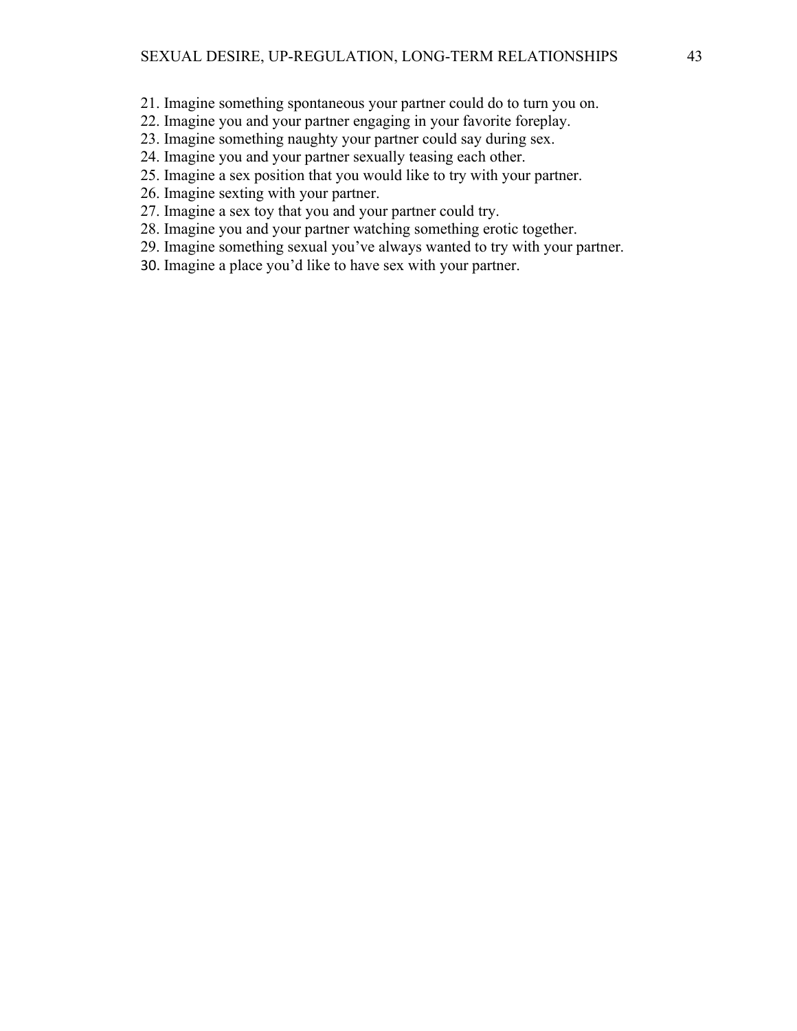21. Imagine something spontaneous your partner could do to turn you on.
22. Imagine you and your partner engaging in your favorite foreplay.
23. Imagine something naughty your partner could say during sex.
24. Imagine you and your partner sexually teasing each other.
25. Imagine a sex position that you would like to try with your partner.
26. Imagine sexting with your partner.
27. Imagine a sex toy that you and your partner could try.
28. Imagine you and your partner watching something erotic together.
29. Imagine something sexual you've always wanted to try with your partner.
30. Imagine a place you'd like to have sex with your partner.